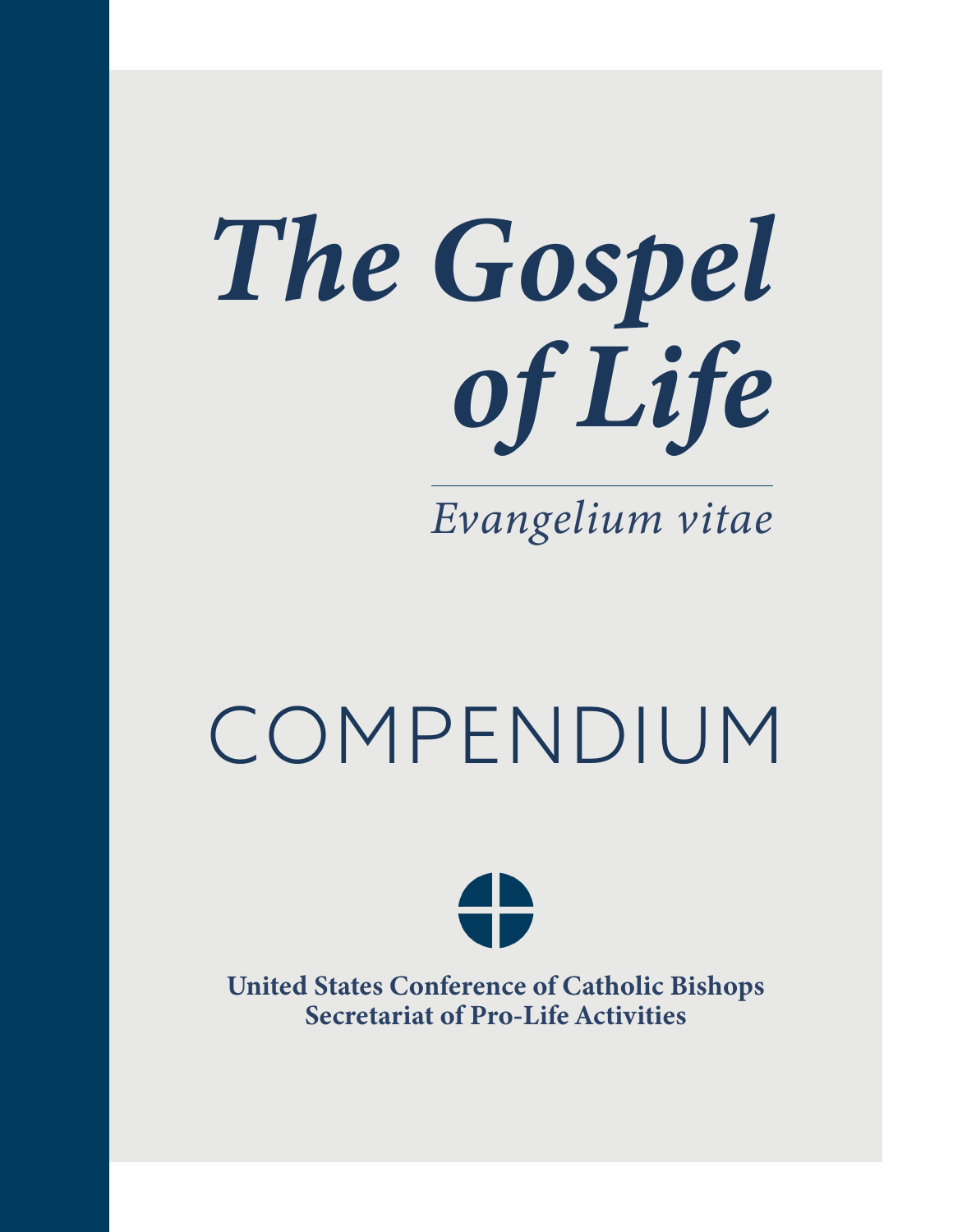# *The Gospel of Life*

*Evangelium vitae*

# COMPENDIUM

**United States Conference of Catholic Bishops**
**Secretariat of Pro-Life Activities**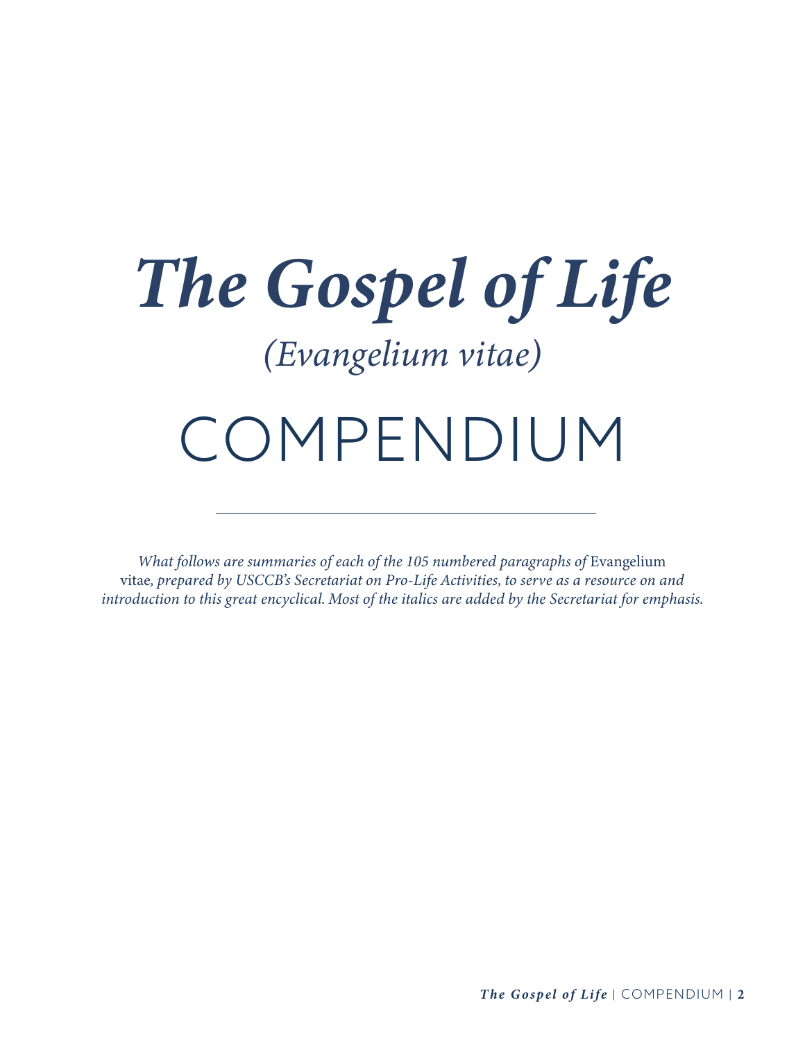# *The Gospel of Life*

## *(Evangelium vitae)*

# COMPENDIUM

---

*What follows are summaries of each of the 105 numbered paragraphs of* Evangelium vitae*, prepared by USCCB's Secretariat on Pro-Life Activities, to serve as a resource on and introduction to this great encyclical. Most of the italics are added by the Secretariat for emphasis.*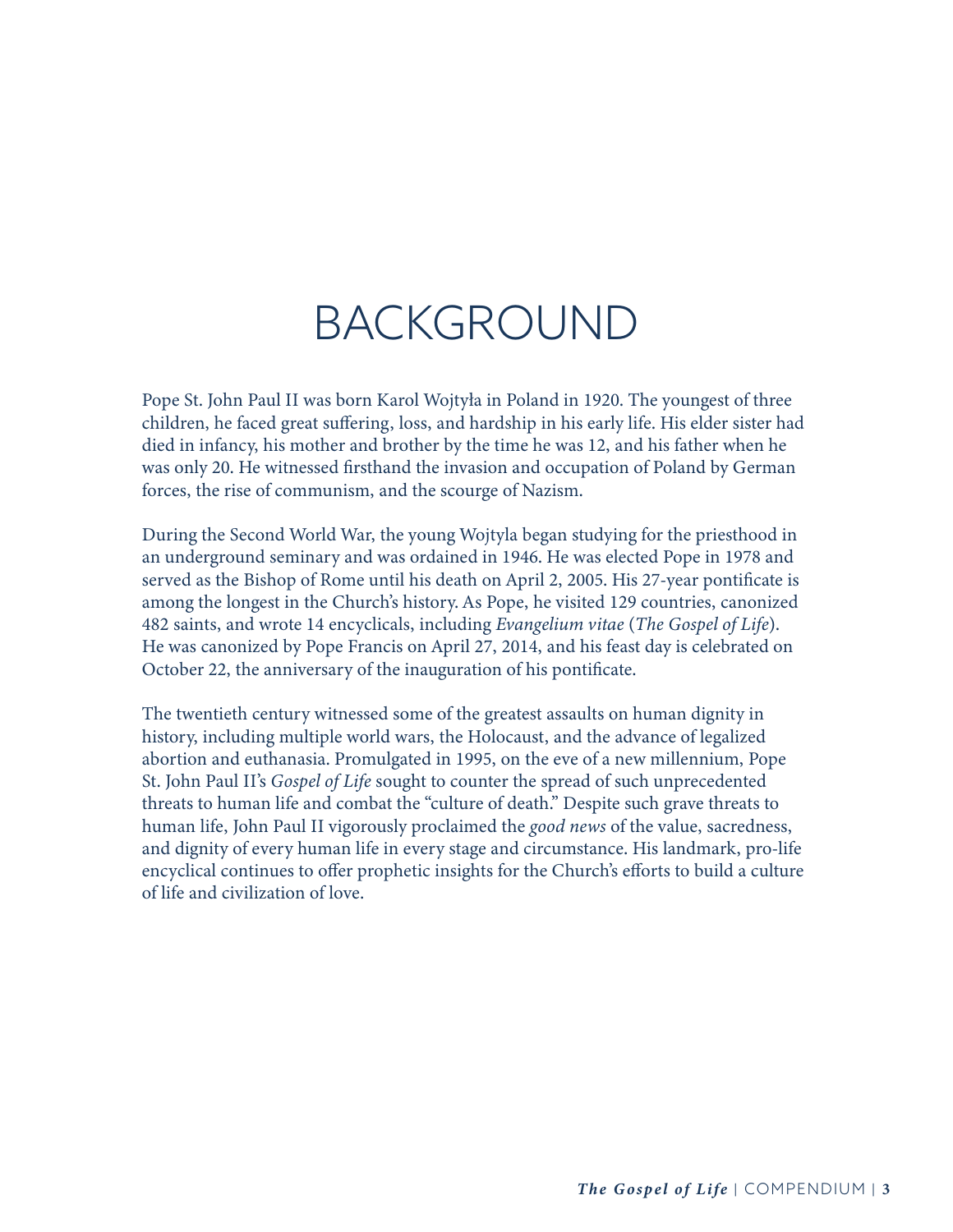# BACKGROUND

Pope St. John Paul II was born Karol Wojtyła in Poland in 1920. The youngest of three children, he faced great suffering, loss, and hardship in his early life. His elder sister had died in infancy, his mother and brother by the time he was 12, and his father when he was only 20. He witnessed firsthand the invasion and occupation of Poland by German forces, the rise of communism, and the scourge of Nazism.

During the Second World War, the young Wojtyla began studying for the priesthood in an underground seminary and was ordained in 1946. He was elected Pope in 1978 and served as the Bishop of Rome until his death on April 2, 2005. His 27-year pontificate is among the longest in the Church's history. As Pope, he visited 129 countries, canonized 482 saints, and wrote 14 encyclicals, including *Evangelium vitae* (*The Gospel of Life*). He was canonized by Pope Francis on April 27, 2014, and his feast day is celebrated on October 22, the anniversary of the inauguration of his pontificate.

The twentieth century witnessed some of the greatest assaults on human dignity in history, including multiple world wars, the Holocaust, and the advance of legalized abortion and euthanasia. Promulgated in 1995, on the eve of a new millennium, Pope St. John Paul II's *Gospel of Life* sought to counter the spread of such unprecedented threats to human life and combat the "culture of death." Despite such grave threats to human life, John Paul II vigorously proclaimed the *good news* of the value, sacredness, and dignity of every human life in every stage and circumstance. His landmark, pro-life encyclical continues to offer prophetic insights for the Church's efforts to build a culture of life and civilization of love.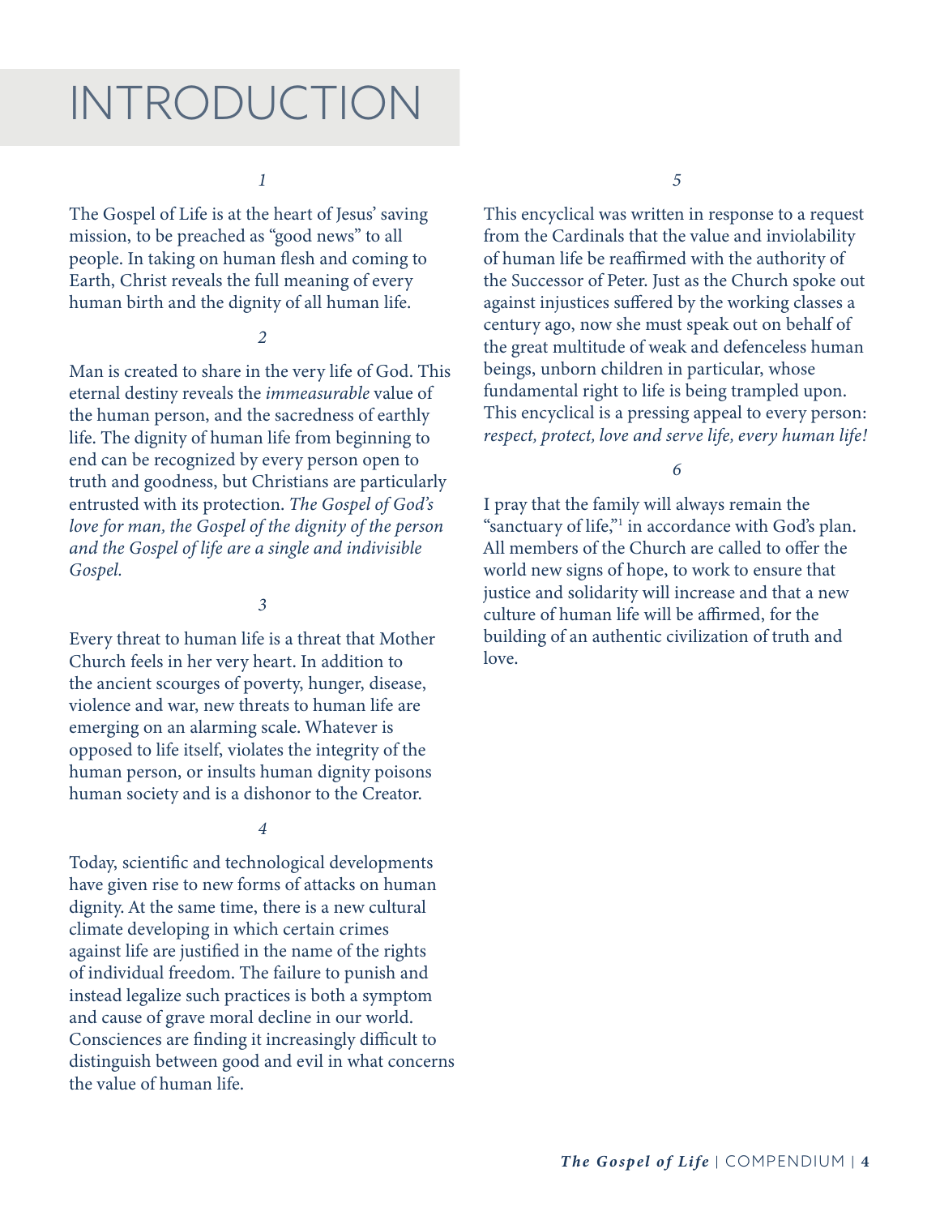# INTRODUCTION

*1*

The Gospel of Life is at the heart of Jesus' saving mission, to be preached as "good news" to all people. In taking on human flesh and coming to Earth, Christ reveals the full meaning of every human birth and the dignity of all human life.

*2*

Man is created to share in the very life of God. This eternal destiny reveals the *immeasurable* value of the human person, and the sacredness of earthly life. The dignity of human life from beginning to end can be recognized by every person open to truth and goodness, but Christians are particularly entrusted with its protection. *The Gospel of God's love for man, the Gospel of the dignity of the person and the Gospel of life are a single and indivisible Gospel.*

*3*

Every threat to human life is a threat that Mother Church feels in her very heart. In addition to the ancient scourges of poverty, hunger, disease, violence and war, new threats to human life are emerging on an alarming scale. Whatever is opposed to life itself, violates the integrity of the human person, or insults human dignity poisons human society and is a dishonor to the Creator.

*4*

Today, scientific and technological developments have given rise to new forms of attacks on human dignity. At the same time, there is a new cultural climate developing in which certain crimes against life are justified in the name of the rights of individual freedom. The failure to punish and instead legalize such practices is both a symptom and cause of grave moral decline in our world. Consciences are finding it increasingly difficult to distinguish between good and evil in what concerns the value of human life.

*5*

This encyclical was written in response to a request from the Cardinals that the value and inviolability of human life be reaffirmed with the authority of the Successor of Peter. Just as the Church spoke out against injustices suffered by the working classes a century ago, now she must speak out on behalf of the great multitude of weak and defenceless human beings, unborn children in particular, whose fundamental right to life is being trampled upon. This encyclical is a pressing appeal to every person: *respect, protect, love and serve life, every human life!*

*6*

I pray that the family will always remain the "sanctuary of life,"[1] in accordance with God's plan. All members of the Church are called to offer the world new signs of hope, to work to ensure that justice and solidarity will increase and that a new culture of human life will be affirmed, for the building of an authentic civilization of truth and love.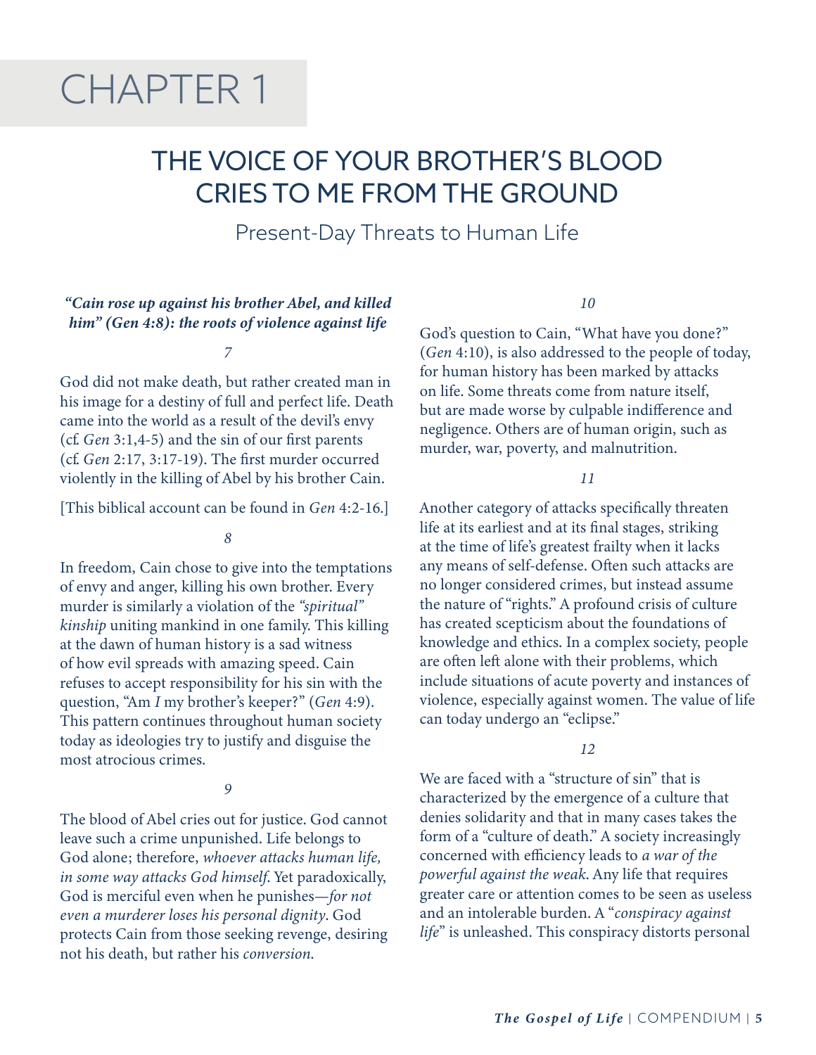# CHAPTER 1

## THE VOICE OF YOUR BROTHER'S BLOOD CRIES TO ME FROM THE GROUND

Present-Day Threats to Human Life

### *"Cain rose up against his brother Abel, and killed him" (Gen 4:8): the roots of violence against life*

*7*

God did not make death, but rather created man in his image for a destiny of full and perfect life. Death came into the world as a result of the devil's envy (cf. *Gen* 3:1,4-5) and the sin of our first parents (cf. *Gen* 2:17, 3:17-19). The first murder occurred violently in the killing of Abel by his brother Cain.

[This biblical account can be found in *Gen* 4:2-16.]

*8*

In freedom, Cain chose to give into the temptations of envy and anger, killing his own brother. Every murder is similarly a violation of the *"spiritual" kinship* uniting mankind in one family. This killing at the dawn of human history is a sad witness of how evil spreads with amazing speed. Cain refuses to accept responsibility for his sin with the question, "Am *I* my brother's keeper?" (*Gen* 4:9). This pattern continues throughout human society today as ideologies try to justify and disguise the most atrocious crimes.

*9*

The blood of Abel cries out for justice. God cannot leave such a crime unpunished. Life belongs to God alone; therefore, *whoever attacks human life, in some way attacks God himself*. Yet paradoxically, God is merciful even when he punishes—*for not even a murderer loses his personal dignity*. God protects Cain from those seeking revenge, desiring not his death, but rather his *conversion*.

*10*

God's question to Cain, "What have you done?" (*Gen* 4:10), is also addressed to the people of today, for human history has been marked by attacks on life. Some threats come from nature itself, but are made worse by culpable indifference and negligence. Others are of human origin, such as murder, war, poverty, and malnutrition.

*11*

Another category of attacks specifically threaten life at its earliest and at its final stages, striking at the time of life's greatest frailty when it lacks any means of self-defense. Often such attacks are no longer considered crimes, but instead assume the nature of "rights." A profound crisis of culture has created scepticism about the foundations of knowledge and ethics. In a complex society, people are often left alone with their problems, which include situations of acute poverty and instances of violence, especially against women. The value of life can today undergo an "eclipse."

*12*

We are faced with a "structure of sin" that is characterized by the emergence of a culture that denies solidarity and that in many cases takes the form of a "culture of death." A society increasingly concerned with efficiency leads to *a war of the powerful against the weak*. Any life that requires greater care or attention comes to be seen as useless and an intolerable burden. A "*conspiracy against life*" is unleashed. This conspiracy distorts personal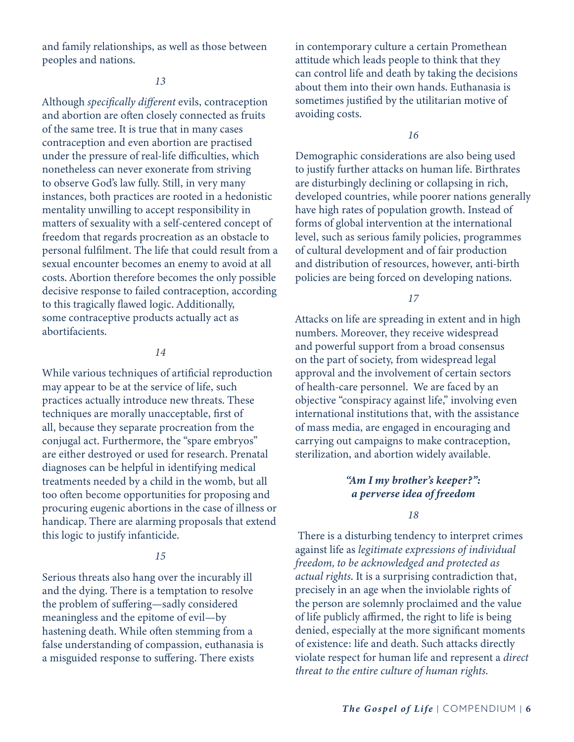and family relationships, as well as those between peoples and nations.

*13*

Although *specifically different* evils, contraception and abortion are often closely connected as fruits of the same tree. It is true that in many cases contraception and even abortion are practised under the pressure of real-life difficulties, which nonetheless can never exonerate from striving to observe God's law fully. Still, in very many instances, both practices are rooted in a hedonistic mentality unwilling to accept responsibility in matters of sexuality with a self-centered concept of freedom that regards procreation as an obstacle to personal fulfilment. The life that could result from a sexual encounter becomes an enemy to avoid at all costs. Abortion therefore becomes the only possible decisive response to failed contraception, according to this tragically flawed logic. Additionally, some contraceptive products actually act as abortifacients.

*14*

While various techniques of artificial reproduction may appear to be at the service of life, such practices actually introduce new threats. These techniques are morally unacceptable, first of all, because they separate procreation from the conjugal act. Furthermore, the "spare embryos" are either destroyed or used for research. Prenatal diagnoses can be helpful in identifying medical treatments needed by a child in the womb, but all too often become opportunities for proposing and procuring eugenic abortions in the case of illness or handicap. There are alarming proposals that extend this logic to justify infanticide.

*15*

Serious threats also hang over the incurably ill and the dying. There is a temptation to resolve the problem of suffering—sadly considered meaningless and the epitome of evil—by hastening death. While often stemming from a false understanding of compassion, euthanasia is a misguided response to suffering. There exists in contemporary culture a certain Promethean attitude which leads people to think that they can control life and death by taking the decisions about them into their own hands. Euthanasia is sometimes justified by the utilitarian motive of avoiding costs.

*16*

Demographic considerations are also being used to justify further attacks on human life. Birthrates are disturbingly declining or collapsing in rich, developed countries, while poorer nations generally have high rates of population growth. Instead of forms of global intervention at the international level, such as serious family policies, programmes of cultural development and of fair production and distribution of resources, however, anti-birth policies are being forced on developing nations.

*17*

Attacks on life are spreading in extent and in high numbers. Moreover, they receive widespread and powerful support from a broad consensus on the part of society, from widespread legal approval and the involvement of certain sectors of health-care personnel. We are faced by an objective "conspiracy against life," involving even international institutions that, with the assistance of mass media, are engaged in encouraging and carrying out campaigns to make contraception, sterilization, and abortion widely available.

### *"Am I my brother's keeper?": a perverse idea of freedom*

*18*

There is a disturbing tendency to interpret crimes against life as *legitimate expressions of individual freedom, to be acknowledged and protected as actual rights*. It is a surprising contradiction that, precisely in an age when the inviolable rights of the person are solemnly proclaimed and the value of life publicly affirmed, the right to life is being denied, especially at the more significant moments of existence: life and death. Such attacks directly violate respect for human life and represent a *direct threat to the entire culture of human rights*.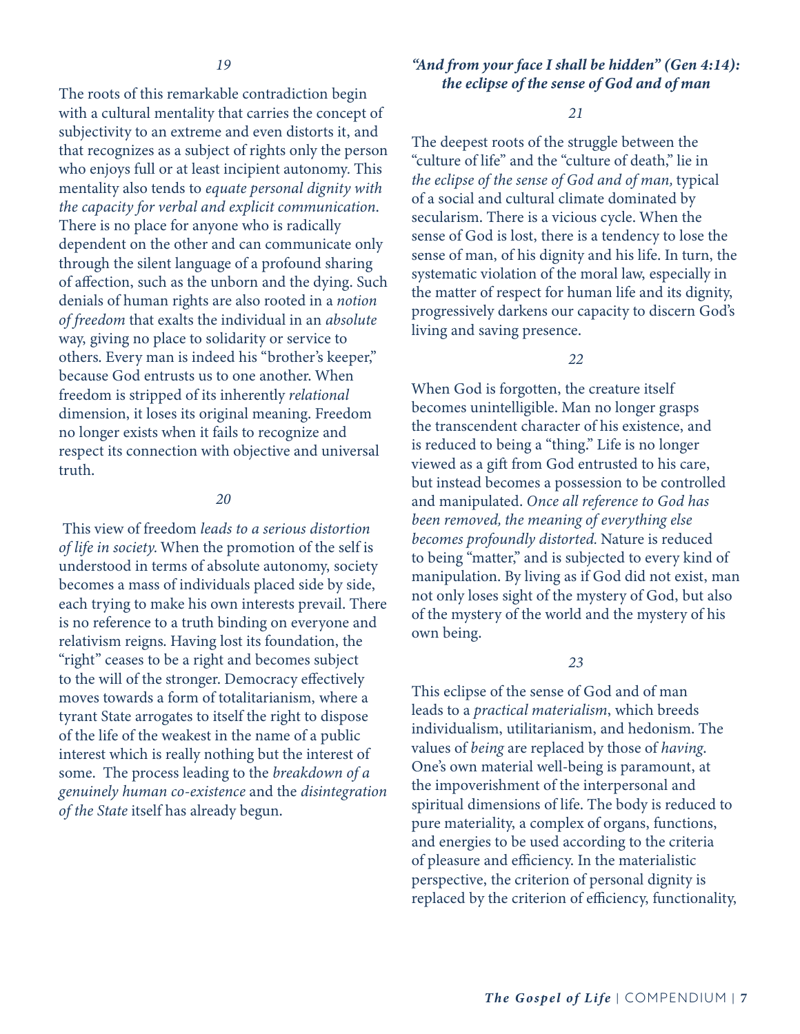*19*

The roots of this remarkable contradiction begin with a cultural mentality that carries the concept of subjectivity to an extreme and even distorts it, and that recognizes as a subject of rights only the person who enjoys full or at least incipient autonomy. This mentality also tends to *equate personal dignity with the capacity for verbal and explicit communication*. There is no place for anyone who is radically dependent on the other and can communicate only through the silent language of a profound sharing of affection, such as the unborn and the dying. Such denials of human rights are also rooted in a *notion of freedom* that exalts the individual in an *absolute* way, giving no place to solidarity or service to others. Every man is indeed his "brother's keeper," because God entrusts us to one another. When freedom is stripped of its inherently *relational* dimension, it loses its original meaning. Freedom no longer exists when it fails to recognize and respect its connection with objective and universal truth.

*20*

This view of freedom *leads to a serious distortion of life in society.* When the promotion of the self is understood in terms of absolute autonomy, society becomes a mass of individuals placed side by side, each trying to make his own interests prevail. There is no reference to a truth binding on everyone and relativism reigns. Having lost its foundation, the "right" ceases to be a right and becomes subject to the will of the stronger. Democracy effectively moves towards a form of totalitarianism, where a tyrant State arrogates to itself the right to dispose of the life of the weakest in the name of a public interest which is really nothing but the interest of some. The process leading to the *breakdown of a genuinely human co-existence* and the *disintegration of the State* itself has already begun.

### *"And from your face I shall be hidden" (Gen 4:14): the eclipse of the sense of God and of man*

*21*

The deepest roots of the struggle between the "culture of life" and the "culture of death," lie in *the eclipse of the sense of God and of man,* typical of a social and cultural climate dominated by secularism. There is a vicious cycle. When the sense of God is lost, there is a tendency to lose the sense of man, of his dignity and his life. In turn, the systematic violation of the moral law, especially in the matter of respect for human life and its dignity, progressively darkens our capacity to discern God's living and saving presence.

*22*

When God is forgotten, the creature itself becomes unintelligible. Man no longer grasps the transcendent character of his existence, and is reduced to being a "thing." Life is no longer viewed as a gift from God entrusted to his care, but instead becomes a possession to be controlled and manipulated. *Once all reference to God has been removed, the meaning of everything else becomes profoundly distorted.* Nature is reduced to being "matter," and is subjected to every kind of manipulation. By living as if God did not exist, man not only loses sight of the mystery of God, but also of the mystery of the world and the mystery of his own being.

*23*

This eclipse of the sense of God and of man leads to a *practical materialism*, which breeds individualism, utilitarianism, and hedonism. The values of *being* are replaced by those of *having*. One's own material well-being is paramount, at the impoverishment of the interpersonal and spiritual dimensions of life. The body is reduced to pure materiality, a complex of organs, functions, and energies to be used according to the criteria of pleasure and efficiency. In the materialistic perspective, the criterion of personal dignity is replaced by the criterion of efficiency, functionality,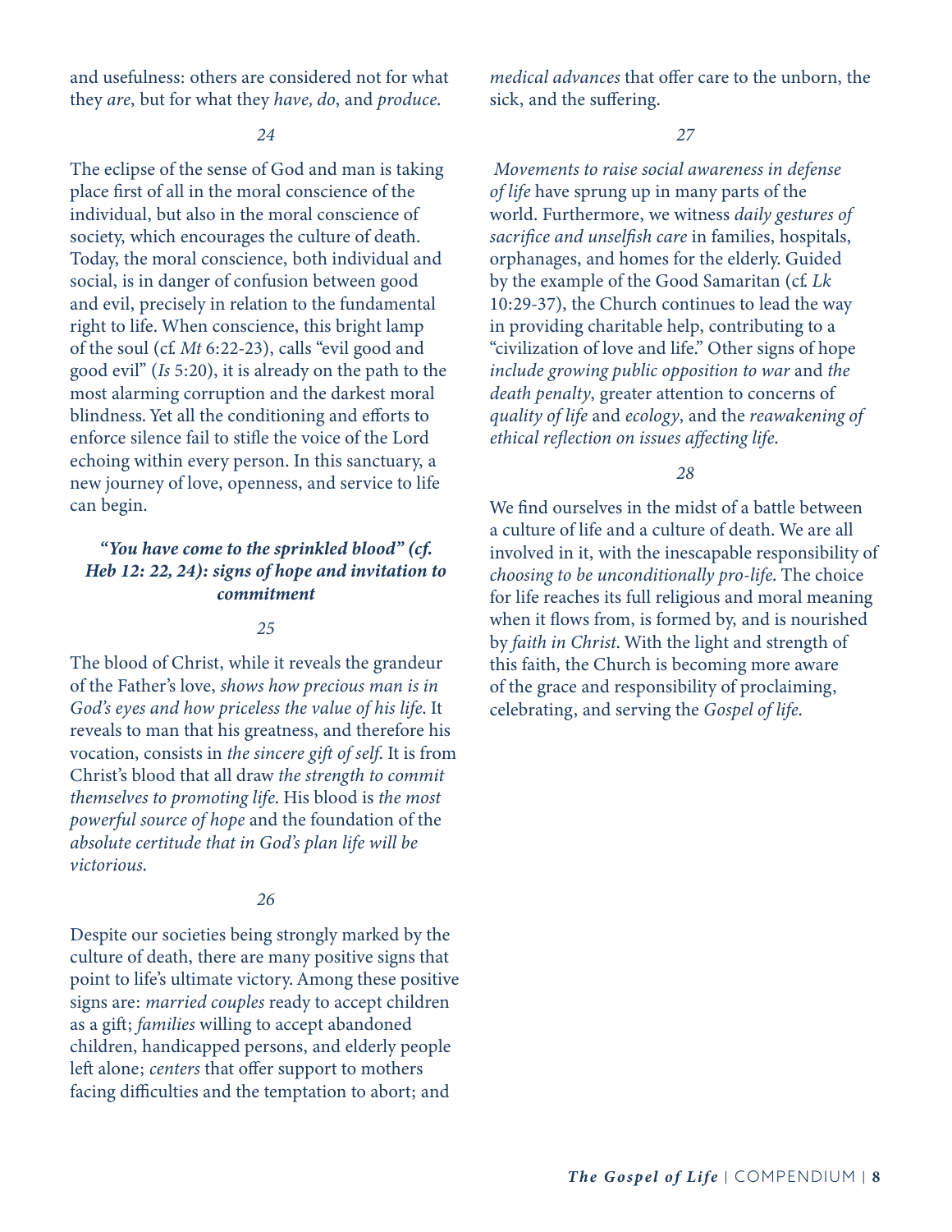and usefulness: others are considered not for what they *are*, but for what they *have, do*, and *produce*.

*24*

The eclipse of the sense of God and man is taking place first of all in the moral conscience of the individual, but also in the moral conscience of society, which encourages the culture of death. Today, the moral conscience, both individual and social, is in danger of confusion between good and evil, precisely in relation to the fundamental right to life. When conscience, this bright lamp of the soul (cf. *Mt* 6:22-23), calls "evil good and good evil" (*Is* 5:20), it is already on the path to the most alarming corruption and the darkest moral blindness. Yet all the conditioning and efforts to enforce silence fail to stifle the voice of the Lord echoing within every person. In this sanctuary, a new journey of love, openness, and service to life can begin.

### *"You have come to the sprinkled blood" (cf. Heb 12: 22, 24): signs of hope and invitation to commitment*

*25*

The blood of Christ, while it reveals the grandeur of the Father's love, *shows how precious man is in God's eyes and how priceless the value of his life*. It reveals to man that his greatness, and therefore his vocation, consists in *the sincere gift of self*. It is from Christ's blood that all draw *the strength to commit themselves to promoting life*. His blood is *the most powerful source of hope* and the foundation of the *absolute certitude that in God's plan life will be victorious*.

*26*

Despite our societies being strongly marked by the culture of death, there are many positive signs that point to life's ultimate victory. Among these positive signs are: *married couples* ready to accept children as a gift; *families* willing to accept abandoned children, handicapped persons, and elderly people left alone; *centers* that offer support to mothers facing difficulties and the temptation to abort; and *medical advances* that offer care to the unborn, the sick, and the suffering.

*27*

*Movements to raise social awareness in defense of life* have sprung up in many parts of the world. Furthermore, we witness *daily gestures of sacrifice and unselfish care* in families, hospitals, orphanages, and homes for the elderly. Guided by the example of the Good Samaritan (cf. *Lk* 10:29-37), the Church continues to lead the way in providing charitable help, contributing to a "civilization of love and life." Other signs of hope *include growing public opposition to war* and *the death penalty*, greater attention to concerns of *quality of life* and *ecology*, and the *reawakening of ethical reflection on issues affecting life*.

*28*

We find ourselves in the midst of a battle between a culture of life and a culture of death. We are all involved in it, with the inescapable responsibility of *choosing to be unconditionally pro-life*. The choice for life reaches its full religious and moral meaning when it flows from, is formed by, and is nourished by *faith in Christ*. With the light and strength of this faith, the Church is becoming more aware of the grace and responsibility of proclaiming, celebrating, and serving the *Gospel of life*.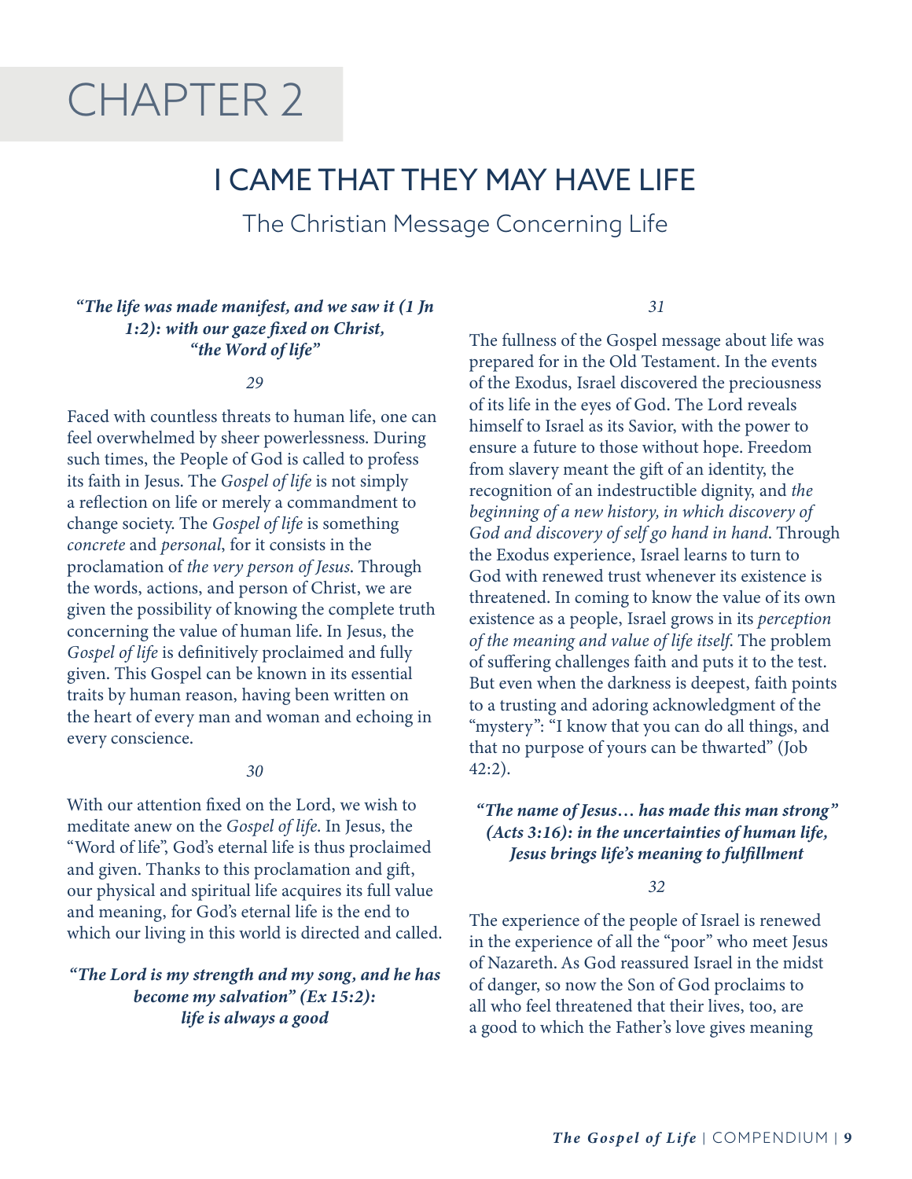# CHAPTER 2

## I CAME THAT THEY MAY HAVE LIFE

### The Christian Message Concerning Life

***"The life was made manifest, and we saw it (1 Jn 1:2): with our gaze fixed on Christ, "the Word of life"***

*29*

Faced with countless threats to human life, one can feel overwhelmed by sheer powerlessness. During such times, the People of God is called to profess its faith in Jesus. The *Gospel of life* is not simply a reflection on life or merely a commandment to change society. The *Gospel of life* is something *concrete* and *personal*, for it consists in the proclamation of *the very person of Jesus*. Through the words, actions, and person of Christ, we are given the possibility of knowing the complete truth concerning the value of human life. In Jesus, the *Gospel of life* is definitively proclaimed and fully given. This Gospel can be known in its essential traits by human reason, having been written on the heart of every man and woman and echoing in every conscience.

*30*

With our attention fixed on the Lord, we wish to meditate anew on the *Gospel of life*. In Jesus, the "Word of life", God's eternal life is thus proclaimed and given. Thanks to this proclamation and gift, our physical and spiritual life acquires its full value and meaning, for God's eternal life is the end to which our living in this world is directed and called.

***"The Lord is my strength and my song, and he has become my salvation" (Ex 15:2): life is always a good***

*31*

The fullness of the Gospel message about life was prepared for in the Old Testament. In the events of the Exodus, Israel discovered the preciousness of its life in the eyes of God. The Lord reveals himself to Israel as its Savior, with the power to ensure a future to those without hope. Freedom from slavery meant the gift of an identity, the recognition of an indestructible dignity, and *the beginning of a new history, in which discovery of God and discovery of self go hand in hand*. Through the Exodus experience, Israel learns to turn to God with renewed trust whenever its existence is threatened. In coming to know the value of its own existence as a people, Israel grows in its *perception of the meaning and value of life itself*. The problem of suffering challenges faith and puts it to the test. But even when the darkness is deepest, faith points to a trusting and adoring acknowledgment of the "mystery": "I know that you can do all things, and that no purpose of yours can be thwarted" (Job 42:2).

***"The name of Jesus… has made this man strong" (Acts 3:16): in the uncertainties of human life, Jesus brings life's meaning to fulfillment***

*32*

The experience of the people of Israel is renewed in the experience of all the "poor" who meet Jesus of Nazareth. As God reassured Israel in the midst of danger, so now the Son of God proclaims to all who feel threatened that their lives, too, are a good to which the Father's love gives meaning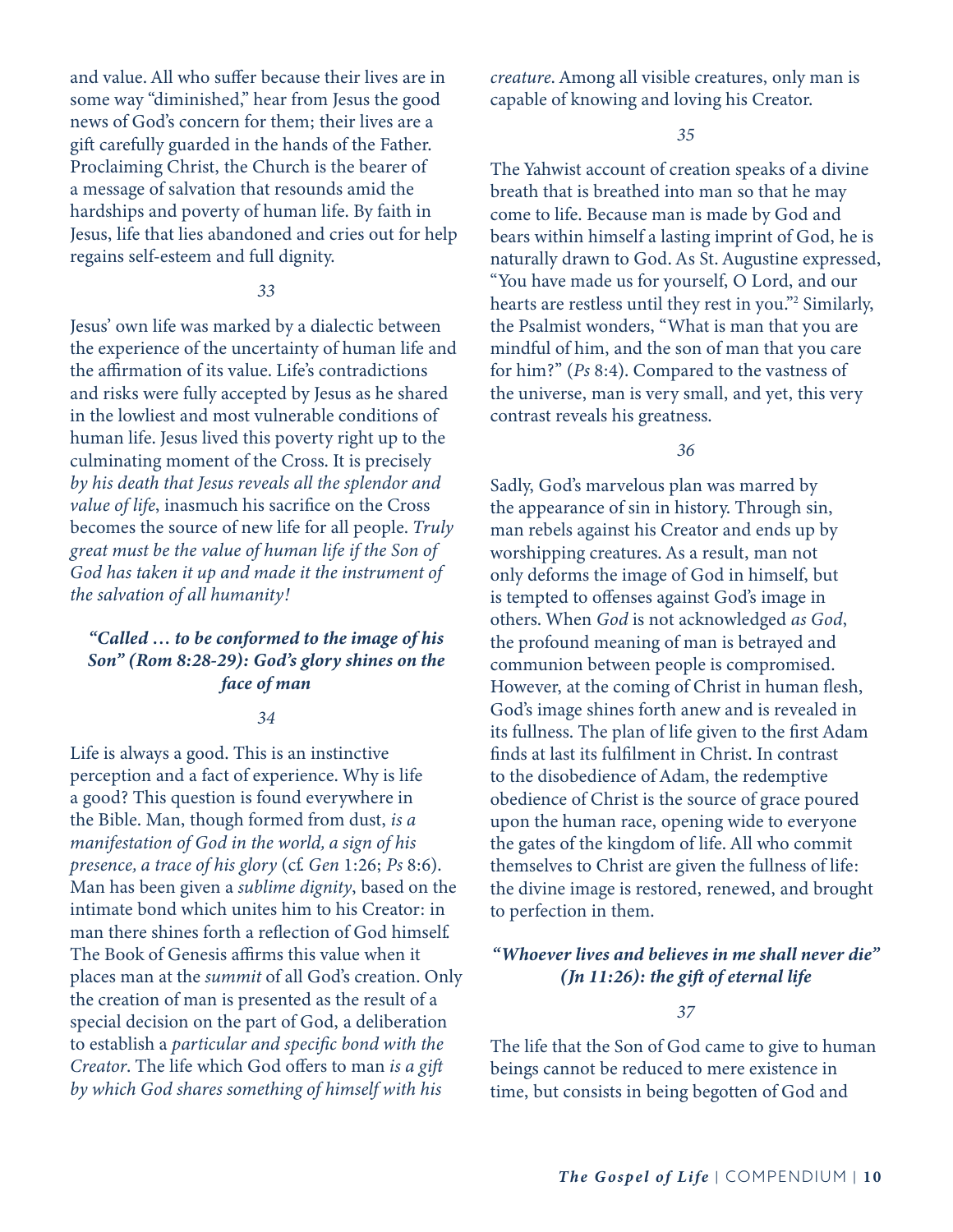and value. All who suffer because their lives are in some way "diminished," hear from Jesus the good news of God's concern for them; their lives are a gift carefully guarded in the hands of the Father. Proclaiming Christ, the Church is the bearer of a message of salvation that resounds amid the hardships and poverty of human life. By faith in Jesus, life that lies abandoned and cries out for help regains self-esteem and full dignity.

*33*

Jesus' own life was marked by a dialectic between the experience of the uncertainty of human life and the affirmation of its value. Life's contradictions and risks were fully accepted by Jesus as he shared in the lowliest and most vulnerable conditions of human life. Jesus lived this poverty right up to the culminating moment of the Cross. It is precisely *by his death that Jesus reveals all the splendor and value of life*, inasmuch his sacrifice on the Cross becomes the source of new life for all people. *Truly great must be the value of human life if the Son of God has taken it up and made it the instrument of the salvation of all humanity!*

### *"Called … to be conformed to the image of his Son" (Rom 8:28-29): God's glory shines on the face of man*

*34*

Life is always a good. This is an instinctive perception and a fact of experience. Why is life a good? This question is found everywhere in the Bible. Man, though formed from dust, *is a manifestation of God in the world, a sign of his presence, a trace of his glory* (cf. *Gen* 1:26; *Ps* 8:6). Man has been given a *sublime dignity*, based on the intimate bond which unites him to his Creator: in man there shines forth a reflection of God himself. The Book of Genesis affirms this value when it places man at the *summit* of all God's creation. Only the creation of man is presented as the result of a special decision on the part of God, a deliberation to establish a *particular and specific bond with the Creator*. The life which God offers to man *is a gift by which God shares something of himself with his creature*. Among all visible creatures, only man is capable of knowing and loving his Creator.

*35*

The Yahwist account of creation speaks of a divine breath that is breathed into man so that he may come to life. Because man is made by God and bears within himself a lasting imprint of God, he is naturally drawn to God. As St. Augustine expressed, "You have made us for yourself, O Lord, and our hearts are restless until they rest in you."[2] Similarly, the Psalmist wonders, "What is man that you are mindful of him, and the son of man that you care for him?" (*Ps* 8:4). Compared to the vastness of the universe, man is very small, and yet, this very contrast reveals his greatness.

*36*

Sadly, God's marvelous plan was marred by the appearance of sin in history. Through sin, man rebels against his Creator and ends up by worshipping creatures. As a result, man not only deforms the image of God in himself, but is tempted to offenses against God's image in others. When *God* is not acknowledged *as God*, the profound meaning of man is betrayed and communion between people is compromised. However, at the coming of Christ in human flesh, God's image shines forth anew and is revealed in its fullness. The plan of life given to the first Adam finds at last its fulfilment in Christ. In contrast to the disobedience of Adam, the redemptive obedience of Christ is the source of grace poured upon the human race, opening wide to everyone the gates of the kingdom of life. All who commit themselves to Christ are given the fullness of life: the divine image is restored, renewed, and brought to perfection in them.

### *"Whoever lives and believes in me shall never die" (Jn 11:26): the gift of eternal life*

*37*

The life that the Son of God came to give to human beings cannot be reduced to mere existence in time, but consists in being begotten of God and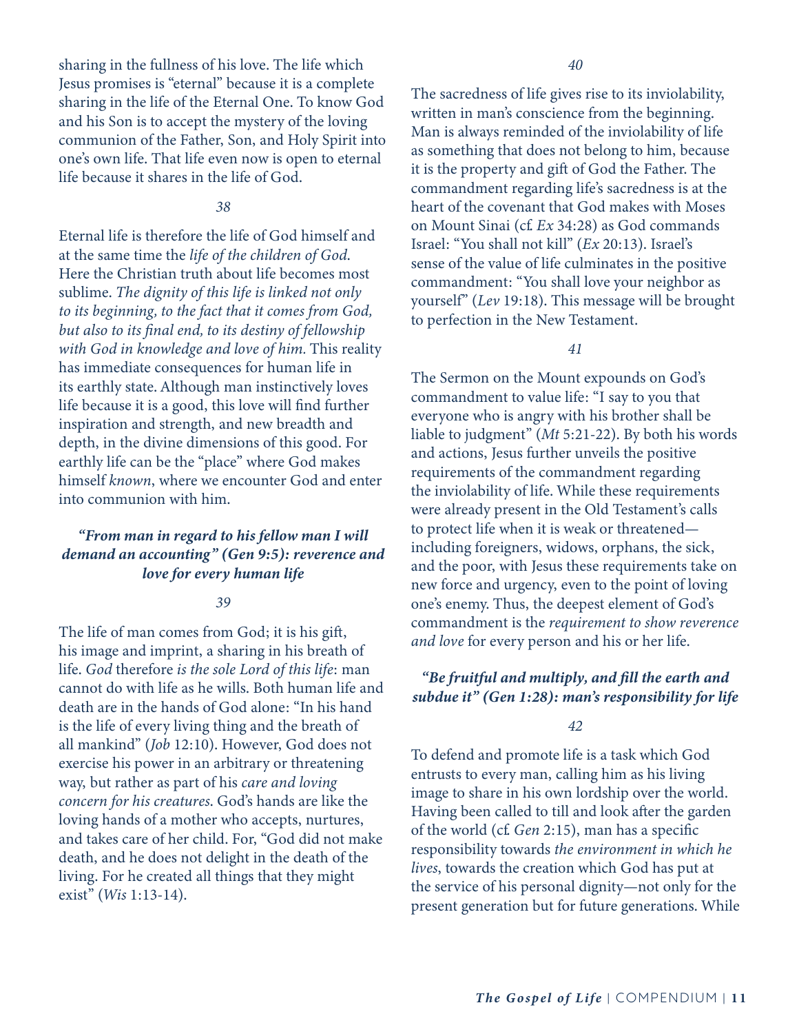sharing in the fullness of his love. The life which Jesus promises is "eternal" because it is a complete sharing in the life of the Eternal One. To know God and his Son is to accept the mystery of the loving communion of the Father, Son, and Holy Spirit into one's own life. That life even now is open to eternal life because it shares in the life of God.

*38*

Eternal life is therefore the life of God himself and at the same time the *life of the children of God.* Here the Christian truth about life becomes most sublime. *The dignity of this life is linked not only to its beginning, to the fact that it comes from God, but also to its final end, to its destiny of fellowship with God in knowledge and love of him.* This reality has immediate consequences for human life in its earthly state. Although man instinctively loves life because it is a good, this love will find further inspiration and strength, and new breadth and depth, in the divine dimensions of this good. For earthly life can be the "place" where God makes himself *known*, where we encounter God and enter into communion with him.

### *"From man in regard to his fellow man I will demand an accounting" (Gen 9:5): reverence and love for every human life*

*39*

The life of man comes from God; it is his gift, his image and imprint, a sharing in his breath of life. *God* therefore *is the sole Lord of this life*: man cannot do with life as he wills. Both human life and death are in the hands of God alone: "In his hand is the life of every living thing and the breath of all mankind" (*Job* 12:10). However, God does not exercise his power in an arbitrary or threatening way, but rather as part of his *care and loving concern for his creatures*. God's hands are like the loving hands of a mother who accepts, nurtures, and takes care of her child. For, "God did not make death, and he does not delight in the death of the living. For he created all things that they might exist" (*Wis* 1:13-14).

*40*

The sacredness of life gives rise to its inviolability, written in man's conscience from the beginning. Man is always reminded of the inviolability of life as something that does not belong to him, because it is the property and gift of God the Father. The commandment regarding life's sacredness is at the heart of the covenant that God makes with Moses on Mount Sinai (cf. *Ex* 34:28) as God commands Israel: "You shall not kill" (*Ex* 20:13). Israel's sense of the value of life culminates in the positive commandment: "You shall love your neighbor as yourself" (*Lev* 19:18). This message will be brought to perfection in the New Testament.

*41*

The Sermon on the Mount expounds on God's commandment to value life: "I say to you that everyone who is angry with his brother shall be liable to judgment" (*Mt* 5:21-22). By both his words and actions, Jesus further unveils the positive requirements of the commandment regarding the inviolability of life. While these requirements were already present in the Old Testament's calls to protect life when it is weak or threatened—including foreigners, widows, orphans, the sick, and the poor, with Jesus these requirements take on new force and urgency, even to the point of loving one's enemy. Thus, the deepest element of God's commandment is the *requirement to show reverence and love* for every person and his or her life.

### *"Be fruitful and multiply, and fill the earth and subdue it" (Gen 1:28): man's responsibility for life*

*42*

To defend and promote life is a task which God entrusts to every man, calling him as his living image to share in his own lordship over the world. Having been called to till and look after the garden of the world (cf. *Gen* 2:15), man has a specific responsibility towards *the environment in which he lives*, towards the creation which God has put at the service of his personal dignity—not only for the present generation but for future generations. While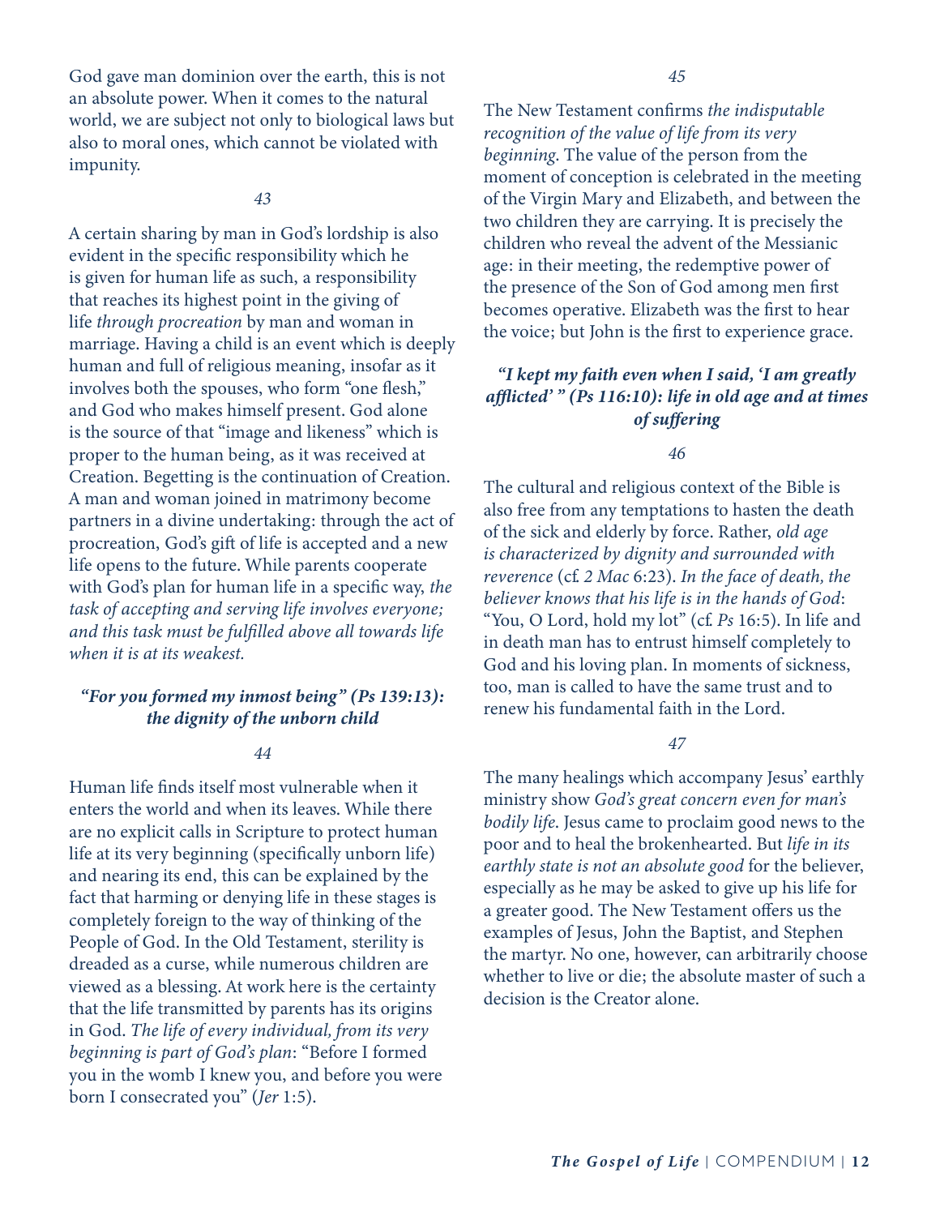God gave man dominion over the earth, this is not an absolute power. When it comes to the natural world, we are subject not only to biological laws but also to moral ones, which cannot be violated with impunity.

*43*

A certain sharing by man in God's lordship is also evident in the specific responsibility which he is given for human life as such, a responsibility that reaches its highest point in the giving of life *through procreation* by man and woman in marriage. Having a child is an event which is deeply human and full of religious meaning, insofar as it involves both the spouses, who form "one flesh," and God who makes himself present. God alone is the source of that "image and likeness" which is proper to the human being, as it was received at Creation. Begetting is the continuation of Creation. A man and woman joined in matrimony become partners in a divine undertaking: through the act of procreation, God's gift of life is accepted and a new life opens to the future. While parents cooperate with God's plan for human life in a specific way, *the task of accepting and serving life involves everyone; and this task must be fulfilled above all towards life when it is at its weakest.*

### *"For you formed my inmost being" (Ps 139:13): the dignity of the unborn child*

*44*

Human life finds itself most vulnerable when it enters the world and when its leaves. While there are no explicit calls in Scripture to protect human life at its very beginning (specifically unborn life) and nearing its end, this can be explained by the fact that harming or denying life in these stages is completely foreign to the way of thinking of the People of God. In the Old Testament, sterility is dreaded as a curse, while numerous children are viewed as a blessing. At work here is the certainty that the life transmitted by parents has its origins in God. *The life of every individual, from its very beginning is part of God's plan*: "Before I formed you in the womb I knew you, and before you were born I consecrated you" (*Jer* 1:5).

*45*

The New Testament confirms *the indisputable recognition of the value of life from its very beginning*. The value of the person from the moment of conception is celebrated in the meeting of the Virgin Mary and Elizabeth, and between the two children they are carrying. It is precisely the children who reveal the advent of the Messianic age: in their meeting, the redemptive power of the presence of the Son of God among men first becomes operative. Elizabeth was the first to hear the voice; but John is the first to experience grace.

### *"I kept my faith even when I said, 'I am greatly afflicted' " (Ps 116:10): life in old age and at times of suffering*

*46*

The cultural and religious context of the Bible is also free from any temptations to hasten the death of the sick and elderly by force. Rather, *old age is characterized by dignity and surrounded with reverence* (cf. *2 Mac* 6:23). *In the face of death, the believer knows that his life is in the hands of God*: "You, O Lord, hold my lot" (cf. *Ps* 16:5). In life and in death man has to entrust himself completely to God and his loving plan. In moments of sickness, too, man is called to have the same trust and to renew his fundamental faith in the Lord.

*47*

The many healings which accompany Jesus' earthly ministry show *God's great concern even for man's bodily life*. Jesus came to proclaim good news to the poor and to heal the brokenhearted. But *life in its earthly state is not an absolute good* for the believer, especially as he may be asked to give up his life for a greater good. The New Testament offers us the examples of Jesus, John the Baptist, and Stephen the martyr. No one, however, can arbitrarily choose whether to live or die; the absolute master of such a decision is the Creator alone.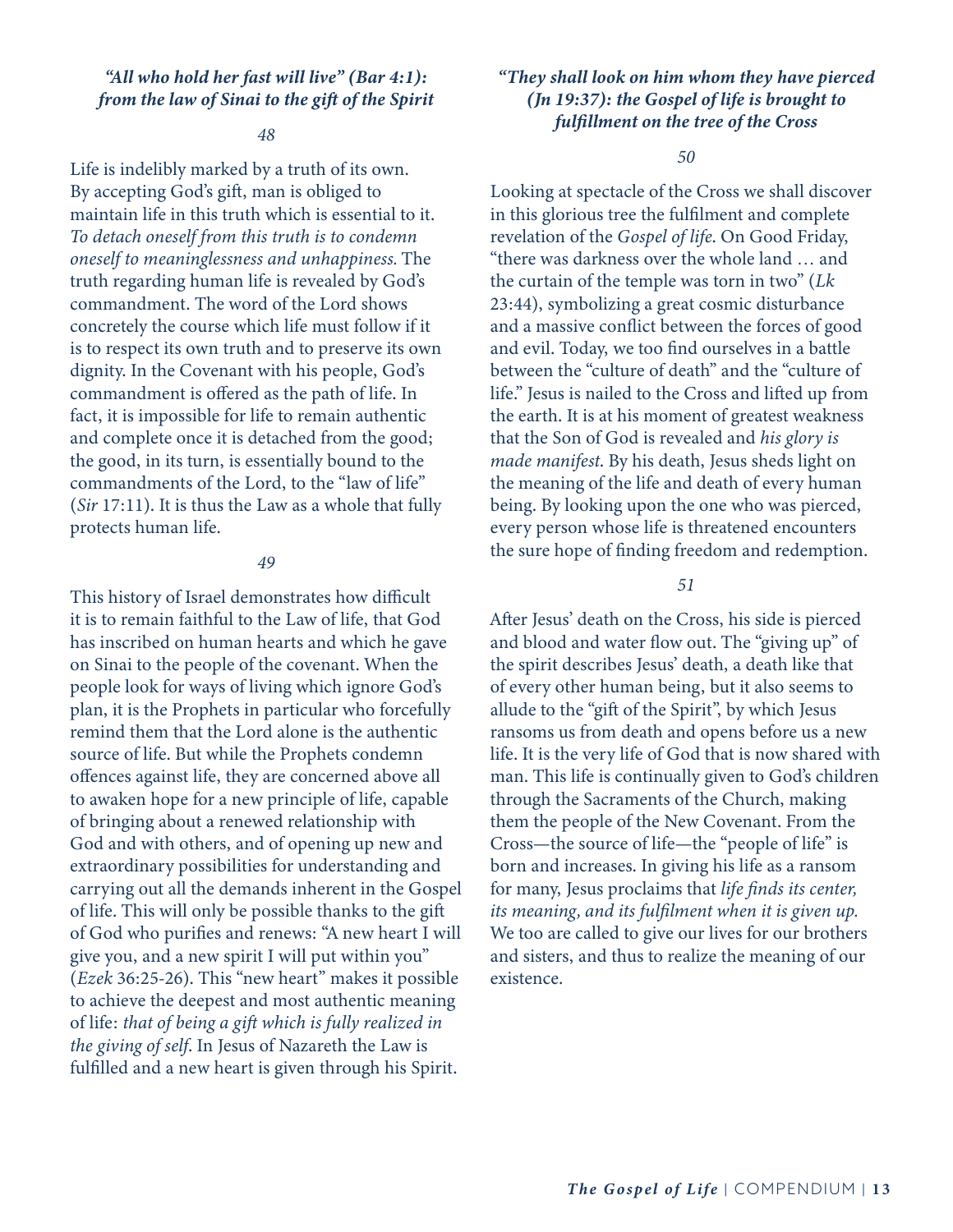### *"All who hold her fast will live" (Bar 4:1): from the law of Sinai to the gift of the Spirit*

*48*

Life is indelibly marked by a truth of its own. By accepting God's gift, man is obliged to maintain life in this truth which is essential to it. *To detach oneself from this truth is to condemn oneself to meaninglessness and unhappiness.* The truth regarding human life is revealed by God's commandment. The word of the Lord shows concretely the course which life must follow if it is to respect its own truth and to preserve its own dignity. In the Covenant with his people, God's commandment is offered as the path of life. In fact, it is impossible for life to remain authentic and complete once it is detached from the good; the good, in its turn, is essentially bound to the commandments of the Lord, to the "law of life" (*Sir* 17:11). It is thus the Law as a whole that fully protects human life.

*49*

This history of Israel demonstrates how difficult it is to remain faithful to the Law of life, that God has inscribed on human hearts and which he gave on Sinai to the people of the covenant. When the people look for ways of living which ignore God's plan, it is the Prophets in particular who forcefully remind them that the Lord alone is the authentic source of life. But while the Prophets condemn offences against life, they are concerned above all to awaken hope for a new principle of life, capable of bringing about a renewed relationship with God and with others, and of opening up new and extraordinary possibilities for understanding and carrying out all the demands inherent in the Gospel of life. This will only be possible thanks to the gift of God who purifies and renews: "A new heart I will give you, and a new spirit I will put within you" (*Ezek* 36:25-26). This "new heart" makes it possible to achieve the deepest and most authentic meaning of life: *that of being a gift which is fully realized in the giving of self*. In Jesus of Nazareth the Law is fulfilled and a new heart is given through his Spirit.

### *"They shall look on him whom they have pierced (Jn 19:37): the Gospel of life is brought to fulfillment on the tree of the Cross*

*50*

Looking at spectacle of the Cross we shall discover in this glorious tree the fulfilment and complete revelation of the *Gospel of life*. On Good Friday, "there was darkness over the whole land … and the curtain of the temple was torn in two" (*Lk* 23:44), symbolizing a great cosmic disturbance and a massive conflict between the forces of good and evil. Today, we too find ourselves in a battle between the "culture of death" and the "culture of life." Jesus is nailed to the Cross and lifted up from the earth. It is at his moment of greatest weakness that the Son of God is revealed and *his glory is made manifest*. By his death, Jesus sheds light on the meaning of the life and death of every human being. By looking upon the one who was pierced, every person whose life is threatened encounters the sure hope of finding freedom and redemption.

*51*

After Jesus' death on the Cross, his side is pierced and blood and water flow out. The "giving up" of the spirit describes Jesus' death, a death like that of every other human being, but it also seems to allude to the "gift of the Spirit", by which Jesus ransoms us from death and opens before us a new life. It is the very life of God that is now shared with man. This life is continually given to God's children through the Sacraments of the Church, making them the people of the New Covenant. From the Cross—the source of life—the "people of life" is born and increases. In giving his life as a ransom for many, Jesus proclaims that *life finds its center, its meaning, and its fulfilment when it is given up.* We too are called to give our lives for our brothers and sisters, and thus to realize the meaning of our existence.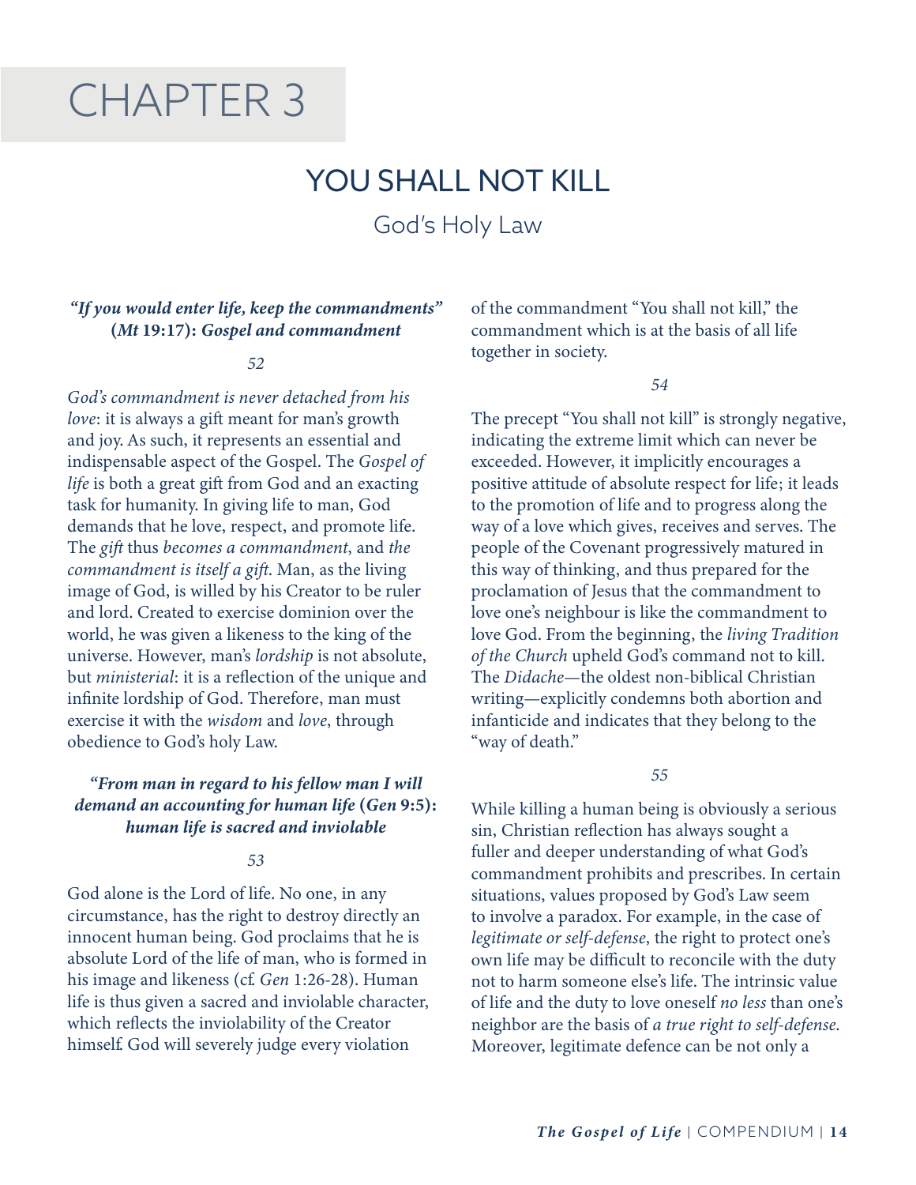# CHAPTER 3

## YOU SHALL NOT KILL

God's Holy Law

### *"If you would enter life, keep the commandments"* (*Mt* 19:17): *Gospel and commandment*

*52*

*God's commandment is never detached from his love*: it is always a gift meant for man's growth and joy. As such, it represents an essential and indispensable aspect of the Gospel. The *Gospel of life* is both a great gift from God and an exacting task for humanity. In giving life to man, God demands that he love, respect, and promote life. The *gift* thus *becomes a commandment*, and *the commandment is itself a gift*. Man, as the living image of God, is willed by his Creator to be ruler and lord. Created to exercise dominion over the world, he was given a likeness to the king of the universe. However, man's *lordship* is not absolute, but *ministerial*: it is a reflection of the unique and infinite lordship of God. Therefore, man must exercise it with the *wisdom* and *love*, through obedience to God's holy Law.

### *"From man in regard to his fellow man I will demand an accounting for human life* (*Gen* 9:5): *human life is sacred and inviolable*

*53*

God alone is the Lord of life. No one, in any circumstance, has the right to destroy directly an innocent human being. God proclaims that he is absolute Lord of the life of man, who is formed in his image and likeness (cf. *Gen* 1:26-28). Human life is thus given a sacred and inviolable character, which reflects the inviolability of the Creator himself. God will severely judge every violation of the commandment "You shall not kill," the commandment which is at the basis of all life together in society.

*54*

The precept "You shall not kill" is strongly negative, indicating the extreme limit which can never be exceeded. However, it implicitly encourages a positive attitude of absolute respect for life; it leads to the promotion of life and to progress along the way of a love which gives, receives and serves. The people of the Covenant progressively matured in this way of thinking, and thus prepared for the proclamation of Jesus that the commandment to love one's neighbour is like the commandment to love God. From the beginning, the *living Tradition of the Church* upheld God's command not to kill. The *Didache*—the oldest non-biblical Christian writing—explicitly condemns both abortion and infanticide and indicates that they belong to the "way of death."

*55*

While killing a human being is obviously a serious sin, Christian reflection has always sought a fuller and deeper understanding of what God's commandment prohibits and prescribes. In certain situations, values proposed by God's Law seem to involve a paradox. For example, in the case of *legitimate or self-defense*, the right to protect one's own life may be difficult to reconcile with the duty not to harm someone else's life. The intrinsic value of life and the duty to love oneself *no less* than one's neighbor are the basis of *a true right to self-defense*. Moreover, legitimate defence can be not only a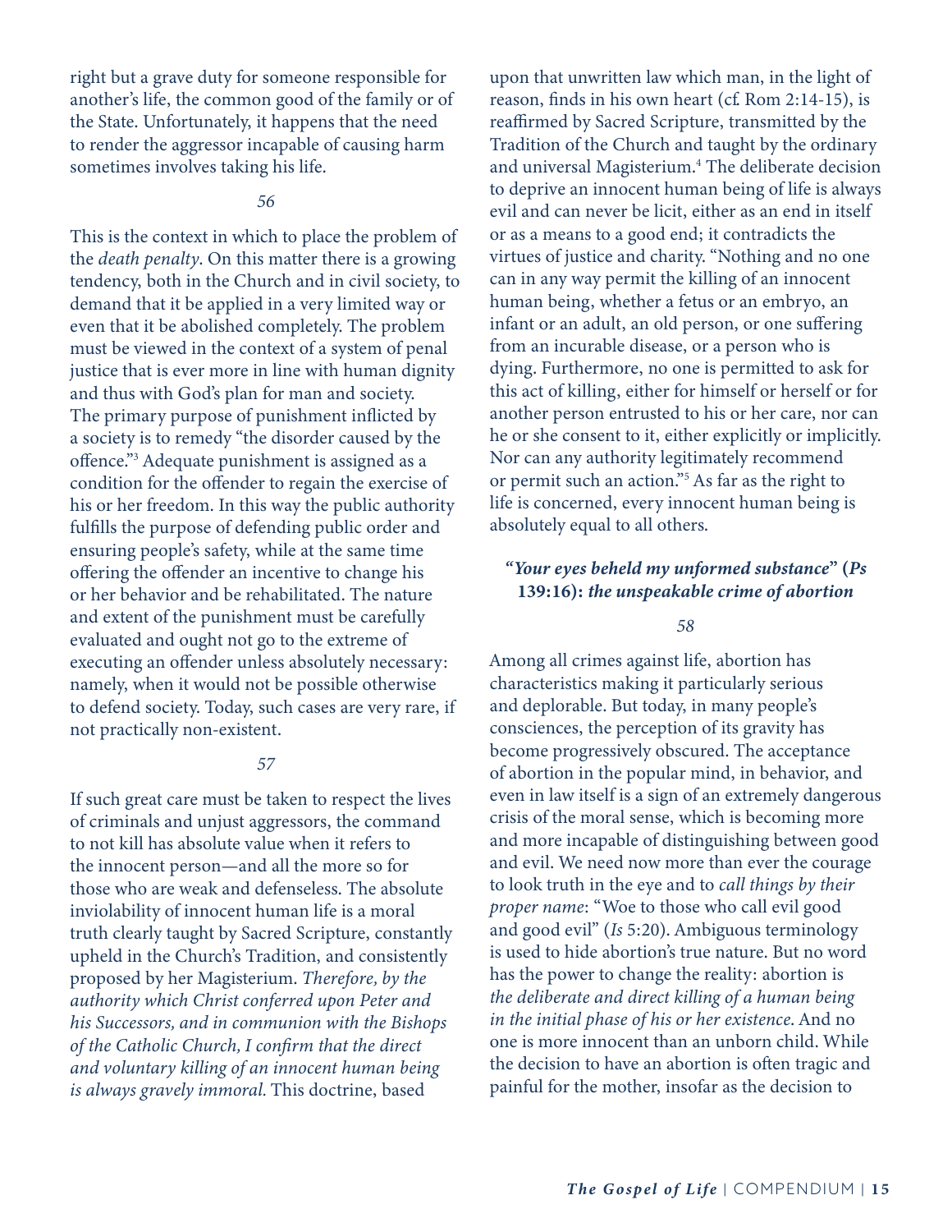right but a grave duty for someone responsible for another's life, the common good of the family or of the State. Unfortunately, it happens that the need to render the aggressor incapable of causing harm sometimes involves taking his life.

*56*

This is the context in which to place the problem of the *death penalty*. On this matter there is a growing tendency, both in the Church and in civil society, to demand that it be applied in a very limited way or even that it be abolished completely. The problem must be viewed in the context of a system of penal justice that is ever more in line with human dignity and thus with God's plan for man and society. The primary purpose of punishment inflicted by a society is to remedy "the disorder caused by the offence."[3] Adequate punishment is assigned as a condition for the offender to regain the exercise of his or her freedom. In this way the public authority fulfills the purpose of defending public order and ensuring people's safety, while at the same time offering the offender an incentive to change his or her behavior and be rehabilitated. The nature and extent of the punishment must be carefully evaluated and ought not go to the extreme of executing an offender unless absolutely necessary: namely, when it would not be possible otherwise to defend society. Today, such cases are very rare, if not practically non-existent.

*57*

If such great care must be taken to respect the lives of criminals and unjust aggressors, the command to not kill has absolute value when it refers to the innocent person—and all the more so for those who are weak and defenseless. The absolute inviolability of innocent human life is a moral truth clearly taught by Sacred Scripture, constantly upheld in the Church's Tradition, and consistently proposed by her Magisterium. *Therefore, by the authority which Christ conferred upon Peter and his Successors, and in communion with the Bishops of the Catholic Church, I confirm that the direct and voluntary killing of an innocent human being is always gravely immoral.* This doctrine, based upon that unwritten law which man, in the light of reason, finds in his own heart (cf. Rom 2:14-15), is reaffirmed by Sacred Scripture, transmitted by the Tradition of the Church and taught by the ordinary and universal Magisterium.[4] The deliberate decision to deprive an innocent human being of life is always evil and can never be licit, either as an end in itself or as a means to a good end; it contradicts the virtues of justice and charity. "Nothing and no one can in any way permit the killing of an innocent human being, whether a fetus or an embryo, an infant or an adult, an old person, or one suffering from an incurable disease, or a person who is dying. Furthermore, no one is permitted to ask for this act of killing, either for himself or herself or for another person entrusted to his or her care, nor can he or she consent to it, either explicitly or implicitly. Nor can any authority legitimately recommend or permit such an action."[5] As far as the right to life is concerned, every innocent human being is absolutely equal to all others.

### ***"Your eyes beheld my unformed substance" (Ps 139:16): the unspeakable crime of abortion***

*58*

Among all crimes against life, abortion has characteristics making it particularly serious and deplorable. But today, in many people's consciences, the perception of its gravity has become progressively obscured. The acceptance of abortion in the popular mind, in behavior, and even in law itself is a sign of an extremely dangerous crisis of the moral sense, which is becoming more and more incapable of distinguishing between good and evil. We need now more than ever the courage to look truth in the eye and to *call things by their proper name*: "Woe to those who call evil good and good evil" (*Is* 5:20). Ambiguous terminology is used to hide abortion's true nature. But no word has the power to change the reality: abortion is *the deliberate and direct killing of a human being in the initial phase of his or her existence*. And no one is more innocent than an unborn child. While the decision to have an abortion is often tragic and painful for the mother, insofar as the decision to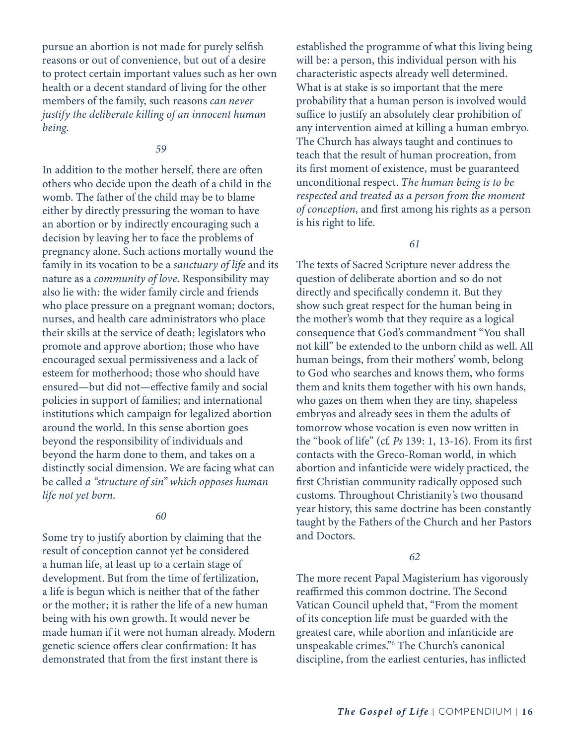pursue an abortion is not made for purely selfish reasons or out of convenience, but out of a desire to protect certain important values such as her own health or a decent standard of living for the other members of the family, such reasons *can never justify the deliberate killing of an innocent human being*.

*59*

In addition to the mother herself, there are often others who decide upon the death of a child in the womb. The father of the child may be to blame either by directly pressuring the woman to have an abortion or by indirectly encouraging such a decision by leaving her to face the problems of pregnancy alone. Such actions mortally wound the family in its vocation to be a *sanctuary of life* and its nature as a *community of love*. Responsibility may also lie with: the wider family circle and friends who place pressure on a pregnant woman; doctors, nurses, and health care administrators who place their skills at the service of death; legislators who promote and approve abortion; those who have encouraged sexual permissiveness and a lack of esteem for motherhood; those who should have ensured—but did not—effective family and social policies in support of families; and international institutions which campaign for legalized abortion around the world. In this sense abortion goes beyond the responsibility of individuals and beyond the harm done to them, and takes on a distinctly social dimension. We are facing what can be called *a "structure of sin" which opposes human life not yet born*.

*60*

Some try to justify abortion by claiming that the result of conception cannot yet be considered a human life, at least up to a certain stage of development. But from the time of fertilization, a life is begun which is neither that of the father or the mother; it is rather the life of a new human being with his own growth. It would never be made human if it were not human already. Modern genetic science offers clear confirmation: It has demonstrated that from the first instant there is established the programme of what this living being will be: a person, this individual person with his characteristic aspects already well determined. What is at stake is so important that the mere probability that a human person is involved would suffice to justify an absolutely clear prohibition of any intervention aimed at killing a human embryo. The Church has always taught and continues to teach that the result of human procreation, from its first moment of existence, must be guaranteed unconditional respect. *The human being is to be respected and treated as a person from the moment of conception*, and first among his rights as a person is his right to life.

*61*

The texts of Sacred Scripture never address the question of deliberate abortion and so do not directly and specifically condemn it. But they show such great respect for the human being in the mother's womb that they require as a logical consequence that God's commandment "You shall not kill" be extended to the unborn child as well. All human beings, from their mothers' womb, belong to God who searches and knows them, who forms them and knits them together with his own hands, who gazes on them when they are tiny, shapeless embryos and already sees in them the adults of tomorrow whose vocation is even now written in the "book of life" (cf. *Ps* 139: 1, 13-16). From its first contacts with the Greco-Roman world, in which abortion and infanticide were widely practiced, the first Christian community radically opposed such customs. Throughout Christianity's two thousand year history, this same doctrine has been constantly taught by the Fathers of the Church and her Pastors and Doctors.

*62*

The more recent Papal Magisterium has vigorously reaffirmed this common doctrine. The Second Vatican Council upheld that, "From the moment of its conception life must be guarded with the greatest care, while abortion and infanticide are unspeakable crimes."[6] The Church's canonical discipline, from the earliest centuries, has inflicted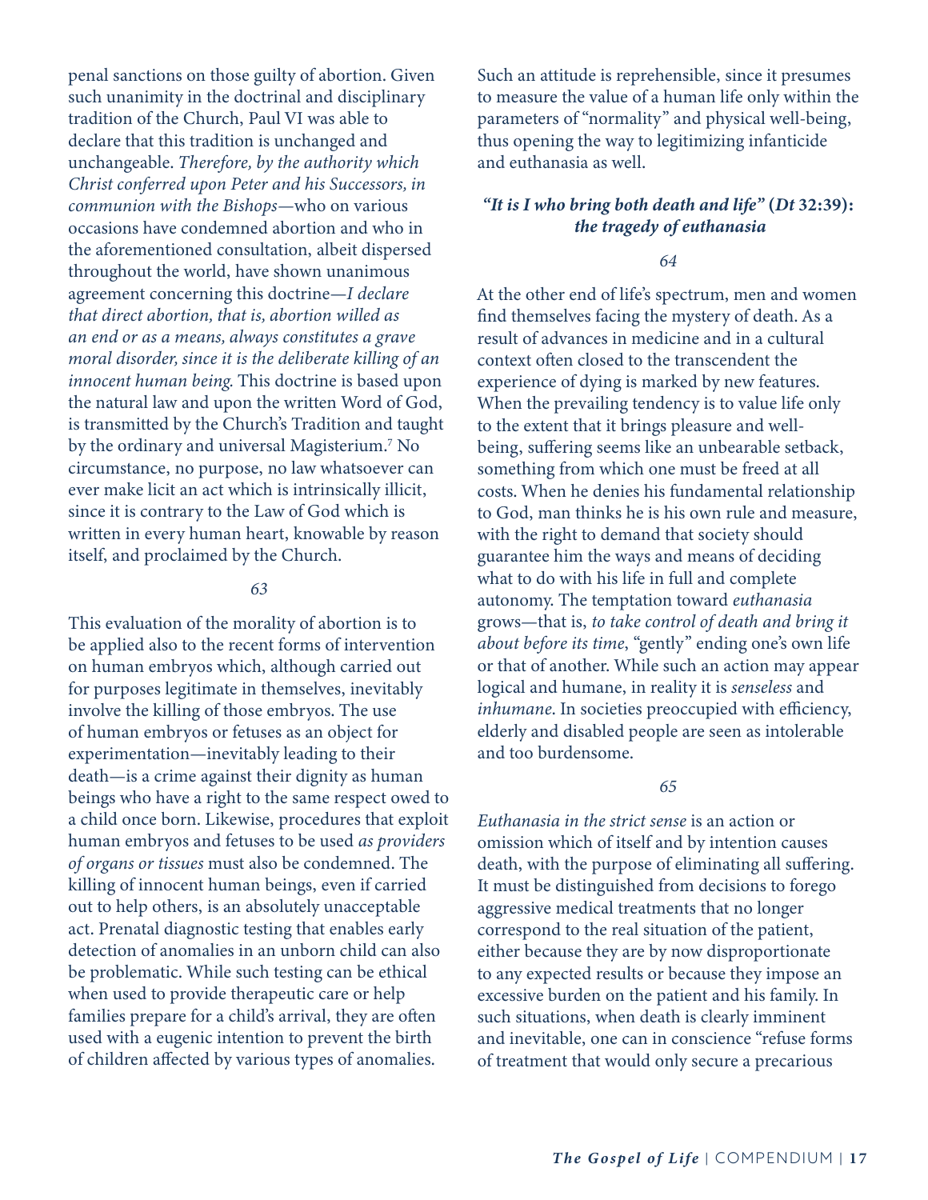penal sanctions on those guilty of abortion. Given such unanimity in the doctrinal and disciplinary tradition of the Church, Paul VI was able to declare that this tradition is unchanged and unchangeable. *Therefore, by the authority which Christ conferred upon Peter and his Successors, in communion with the Bishops*—who on various occasions have condemned abortion and who in the aforementioned consultation, albeit dispersed throughout the world, have shown unanimous agreement concerning this doctrine—*I declare that direct abortion, that is, abortion willed as an end or as a means, always constitutes a grave moral disorder, since it is the deliberate killing of an innocent human being.* This doctrine is based upon the natural law and upon the written Word of God, is transmitted by the Church's Tradition and taught by the ordinary and universal Magisterium.[7] No circumstance, no purpose, no law whatsoever can ever make licit an act which is intrinsically illicit, since it is contrary to the Law of God which is written in every human heart, knowable by reason itself, and proclaimed by the Church.

*63*

This evaluation of the morality of abortion is to be applied also to the recent forms of intervention on human embryos which, although carried out for purposes legitimate in themselves, inevitably involve the killing of those embryos. The use of human embryos or fetuses as an object for experimentation—inevitably leading to their death—is a crime against their dignity as human beings who have a right to the same respect owed to a child once born. Likewise, procedures that exploit human embryos and fetuses to be used *as providers of organs or tissues* must also be condemned. The killing of innocent human beings, even if carried out to help others, is an absolutely unacceptable act. Prenatal diagnostic testing that enables early detection of anomalies in an unborn child can also be problematic. While such testing can be ethical when used to provide therapeutic care or help families prepare for a child's arrival, they are often used with a eugenic intention to prevent the birth of children affected by various types of anomalies. Such an attitude is reprehensible, since it presumes to measure the value of a human life only within the parameters of "normality" and physical well-being, thus opening the way to legitimizing infanticide and euthanasia as well.

### *"It is I who bring both death and life"* (*Dt* 32:39): *the tragedy of euthanasia*

*64*

At the other end of life's spectrum, men and women find themselves facing the mystery of death. As a result of advances in medicine and in a cultural context often closed to the transcendent the experience of dying is marked by new features. When the prevailing tendency is to value life only to the extent that it brings pleasure and well-being, suffering seems like an unbearable setback, something from which one must be freed at all costs. When he denies his fundamental relationship to God, man thinks he is his own rule and measure, with the right to demand that society should guarantee him the ways and means of deciding what to do with his life in full and complete autonomy. The temptation toward *euthanasia* grows—that is, *to take control of death and bring it about before its time*, "gently" ending one's own life or that of another. While such an action may appear logical and humane, in reality it is *senseless* and *inhumane*. In societies preoccupied with efficiency, elderly and disabled people are seen as intolerable and too burdensome.

*65*

*Euthanasia in the strict sense* is an action or omission which of itself and by intention causes death, with the purpose of eliminating all suffering. It must be distinguished from decisions to forego aggressive medical treatments that no longer correspond to the real situation of the patient, either because they are by now disproportionate to any expected results or because they impose an excessive burden on the patient and his family. In such situations, when death is clearly imminent and inevitable, one can in conscience "refuse forms of treatment that would only secure a precarious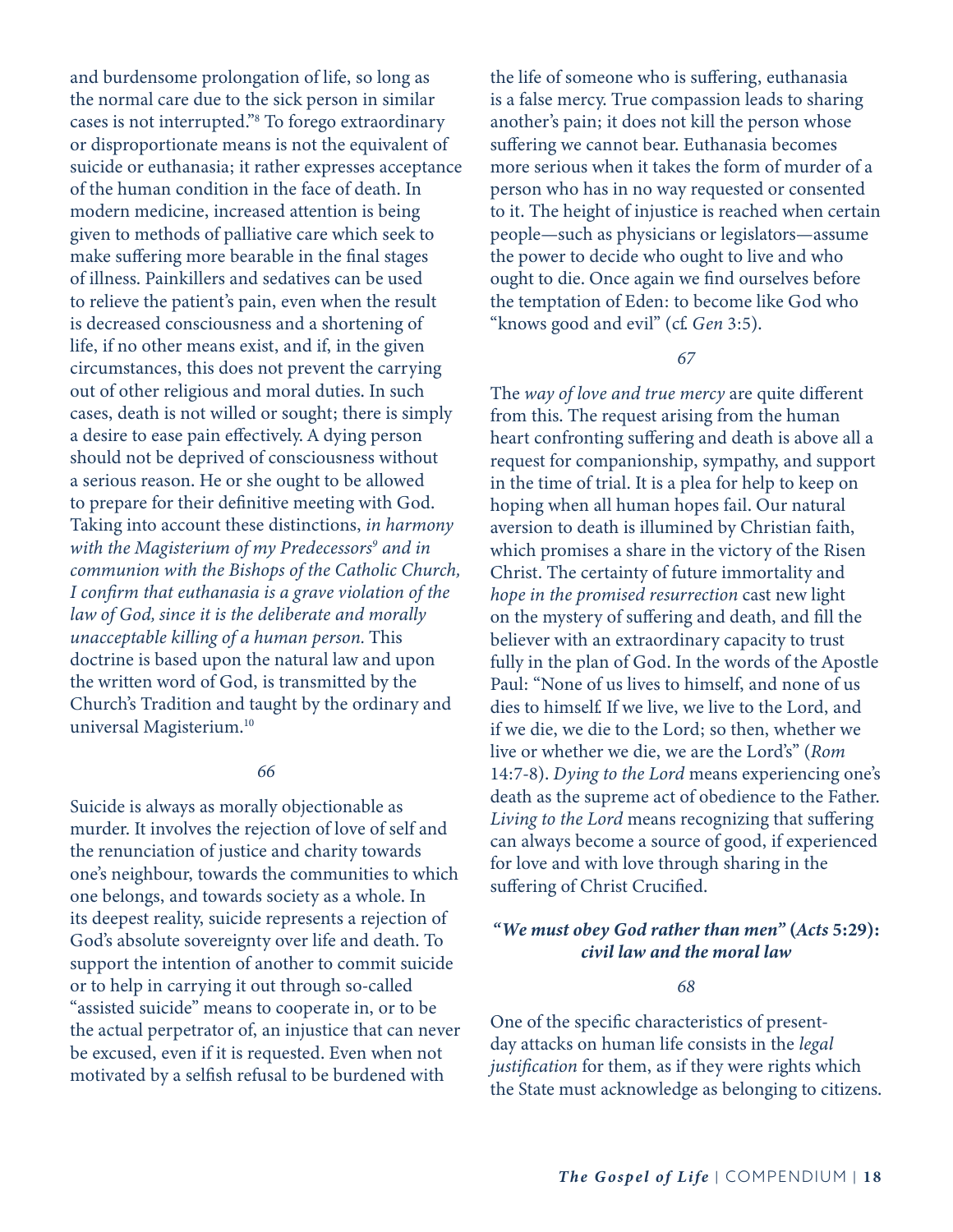and burdensome prolongation of life, so long as the normal care due to the sick person in similar cases is not interrupted."[8] To forego extraordinary or disproportionate means is not the equivalent of suicide or euthanasia; it rather expresses acceptance of the human condition in the face of death. In modern medicine, increased attention is being given to methods of palliative care which seek to make suffering more bearable in the final stages of illness. Painkillers and sedatives can be used to relieve the patient's pain, even when the result is decreased consciousness and a shortening of life, if no other means exist, and if, in the given circumstances, this does not prevent the carrying out of other religious and moral duties. In such cases, death is not willed or sought; there is simply a desire to ease pain effectively. A dying person should not be deprived of consciousness without a serious reason. He or she ought to be allowed to prepare for their definitive meeting with God. Taking into account these distinctions, *in harmony with the Magisterium of my Predecessors*[9] *and in communion with the Bishops of the Catholic Church, I confirm that euthanasia is a grave violation of the law of God, since it is the deliberate and morally unacceptable killing of a human person.* This doctrine is based upon the natural law and upon the written word of God, is transmitted by the Church's Tradition and taught by the ordinary and universal Magisterium.[10]

*66*

Suicide is always as morally objectionable as murder. It involves the rejection of love of self and the renunciation of justice and charity towards one's neighbour, towards the communities to which one belongs, and towards society as a whole. In its deepest reality, suicide represents a rejection of God's absolute sovereignty over life and death. To support the intention of another to commit suicide or to help in carrying it out through so-called "assisted suicide" means to cooperate in, or to be the actual perpetrator of, an injustice that can never be excused, even if it is requested. Even when not motivated by a selfish refusal to be burdened with the life of someone who is suffering, euthanasia is a false mercy. True compassion leads to sharing another's pain; it does not kill the person whose suffering we cannot bear. Euthanasia becomes more serious when it takes the form of murder of a person who has in no way requested or consented to it. The height of injustice is reached when certain people—such as physicians or legislators—assume the power to decide who ought to live and who ought to die. Once again we find ourselves before the temptation of Eden: to become like God who "knows good and evil" (cf. *Gen* 3:5).

*67*

The *way of love and true mercy* are quite different from this. The request arising from the human heart confronting suffering and death is above all a request for companionship, sympathy, and support in the time of trial. It is a plea for help to keep on hoping when all human hopes fail. Our natural aversion to death is illumined by Christian faith, which promises a share in the victory of the Risen Christ. The certainty of future immortality and *hope in the promised resurrection* cast new light on the mystery of suffering and death, and fill the believer with an extraordinary capacity to trust fully in the plan of God. In the words of the Apostle Paul: "None of us lives to himself, and none of us dies to himself. If we live, we live to the Lord, and if we die, we die to the Lord; so then, whether we live or whether we die, we are the Lord's" (*Rom* 14:7-8). *Dying to the Lord* means experiencing one's death as the supreme act of obedience to the Father. *Living to the Lord* means recognizing that suffering can always become a source of good, if experienced for love and with love through sharing in the suffering of Christ Crucified.

### *"We must obey God rather than men"* (*Acts* 5:29): *civil law and the moral law*

*68*

One of the specific characteristics of present-day attacks on human life consists in the *legal justification* for them, as if they were rights which the State must acknowledge as belonging to citizens.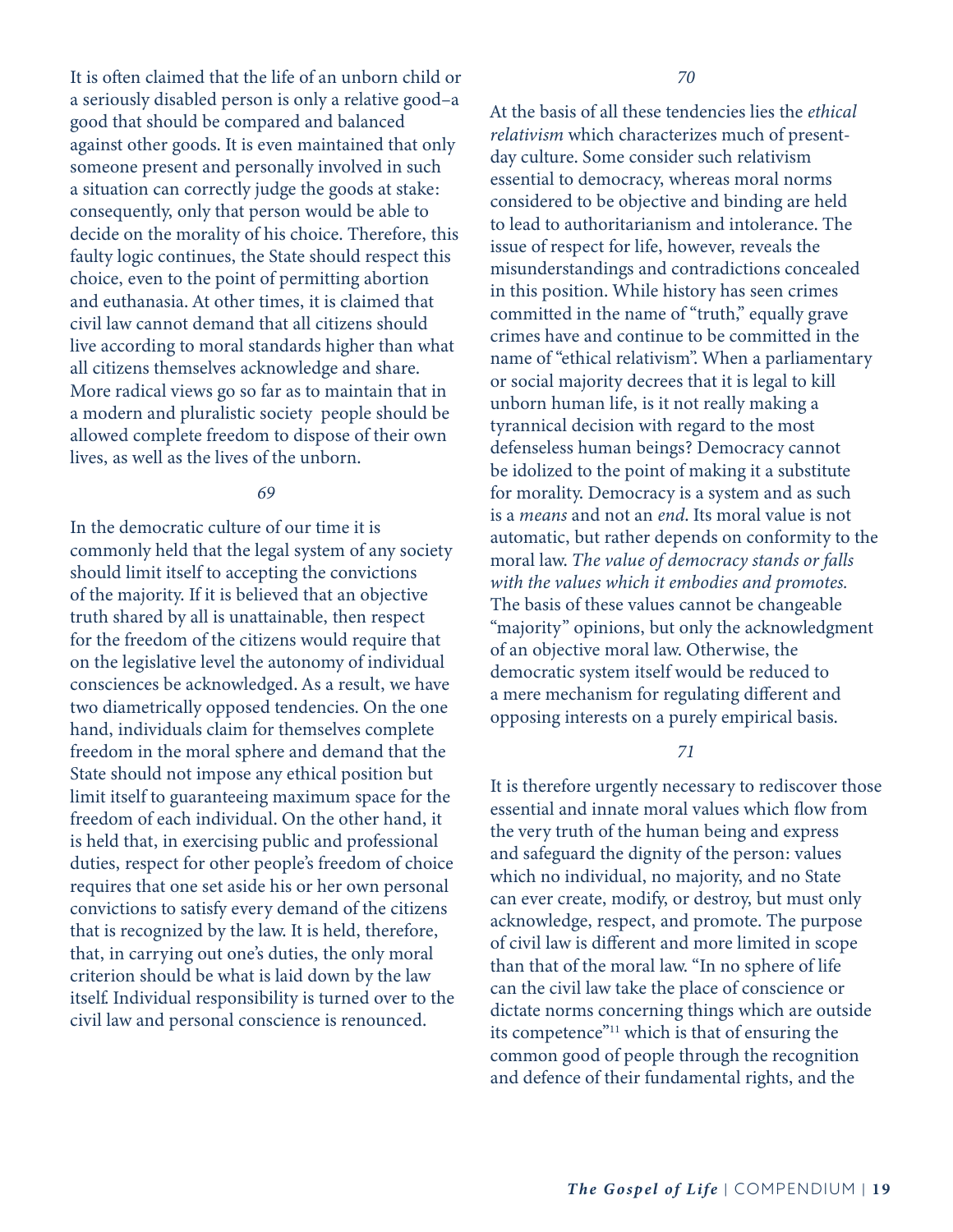It is often claimed that the life of an unborn child or a seriously disabled person is only a relative good–a good that should be compared and balanced against other goods. It is even maintained that only someone present and personally involved in such a situation can correctly judge the goods at stake: consequently, only that person would be able to decide on the morality of his choice. Therefore, this faulty logic continues, the State should respect this choice, even to the point of permitting abortion and euthanasia. At other times, it is claimed that civil law cannot demand that all citizens should live according to moral standards higher than what all citizens themselves acknowledge and share. More radical views go so far as to maintain that in a modern and pluralistic society people should be allowed complete freedom to dispose of their own lives, as well as the lives of the unborn.

*69*

In the democratic culture of our time it is commonly held that the legal system of any society should limit itself to accepting the convictions of the majority. If it is believed that an objective truth shared by all is unattainable, then respect for the freedom of the citizens would require that on the legislative level the autonomy of individual consciences be acknowledged. As a result, we have two diametrically opposed tendencies. On the one hand, individuals claim for themselves complete freedom in the moral sphere and demand that the State should not impose any ethical position but limit itself to guaranteeing maximum space for the freedom of each individual. On the other hand, it is held that, in exercising public and professional duties, respect for other people's freedom of choice requires that one set aside his or her own personal convictions to satisfy every demand of the citizens that is recognized by the law. It is held, therefore, that, in carrying out one's duties, the only moral criterion should be what is laid down by the law itself. Individual responsibility is turned over to the civil law and personal conscience is renounced.

*70*

At the basis of all these tendencies lies the *ethical relativism* which characterizes much of present-day culture. Some consider such relativism essential to democracy, whereas moral norms considered to be objective and binding are held to lead to authoritarianism and intolerance. The issue of respect for life, however, reveals the misunderstandings and contradictions concealed in this position. While history has seen crimes committed in the name of "truth," equally grave crimes have and continue to be committed in the name of "ethical relativism". When a parliamentary or social majority decrees that it is legal to kill unborn human life, is it not really making a tyrannical decision with regard to the most defenseless human beings? Democracy cannot be idolized to the point of making it a substitute for morality. Democracy is a system and as such is a *means* and not an *end*. Its moral value is not automatic, but rather depends on conformity to the moral law. *The value of democracy stands or falls with the values which it embodies and promotes.* The basis of these values cannot be changeable "majority" opinions, but only the acknowledgment of an objective moral law. Otherwise, the democratic system itself would be reduced to a mere mechanism for regulating different and opposing interests on a purely empirical basis.

*71*

It is therefore urgently necessary to rediscover those essential and innate moral values which flow from the very truth of the human being and express and safeguard the dignity of the person: values which no individual, no majority, and no State can ever create, modify, or destroy, but must only acknowledge, respect, and promote. The purpose of civil law is different and more limited in scope than that of the moral law. "In no sphere of life can the civil law take the place of conscience or dictate norms concerning things which are outside its competence"[11] which is that of ensuring the common good of people through the recognition and defence of their fundamental rights, and the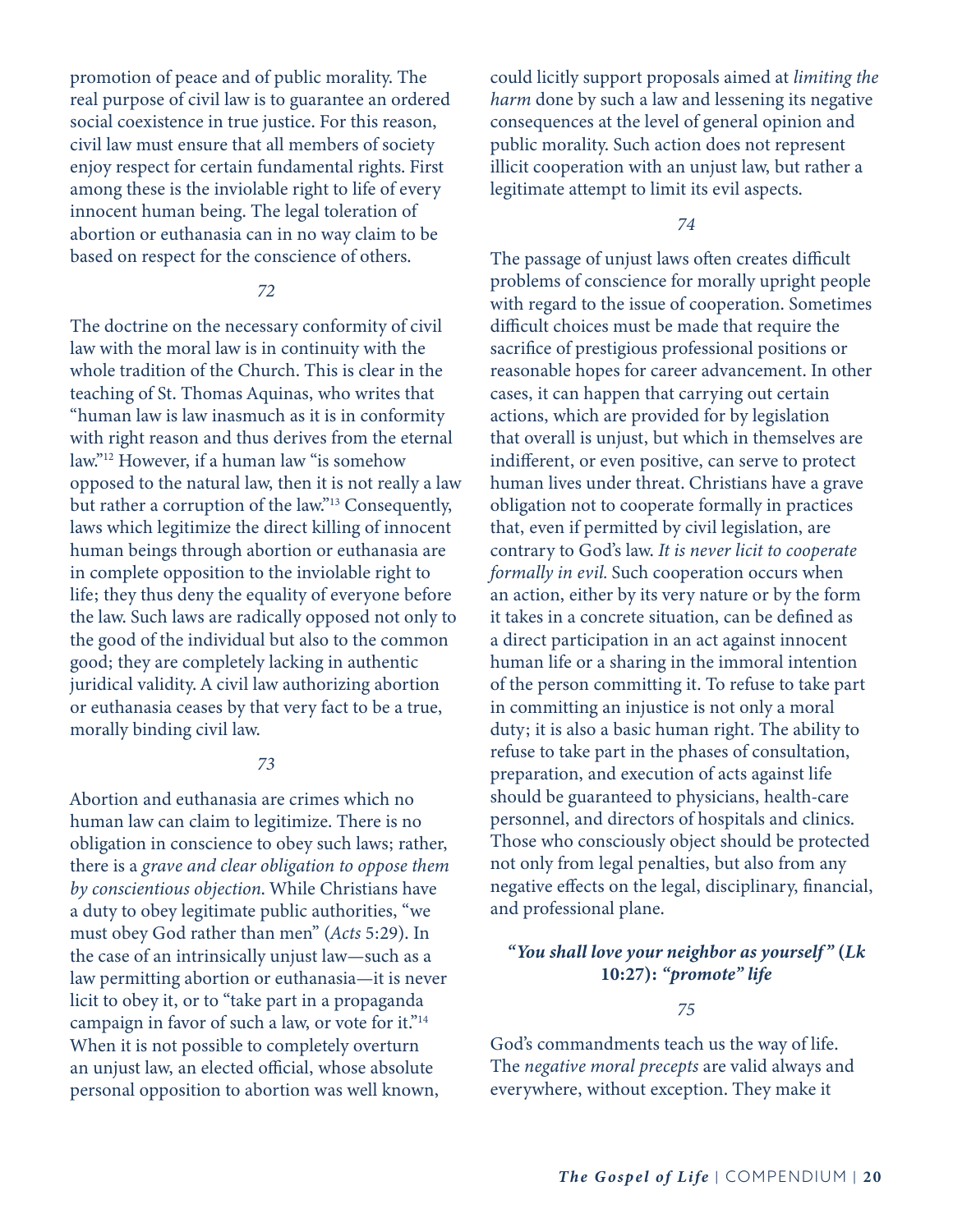promotion of peace and of public morality. The real purpose of civil law is to guarantee an ordered social coexistence in true justice. For this reason, civil law must ensure that all members of society enjoy respect for certain fundamental rights. First among these is the inviolable right to life of every innocent human being. The legal toleration of abortion or euthanasia can in no way claim to be based on respect for the conscience of others.

*72*

The doctrine on the necessary conformity of civil law with the moral law is in continuity with the whole tradition of the Church. This is clear in the teaching of St. Thomas Aquinas, who writes that "human law is law inasmuch as it is in conformity with right reason and thus derives from the eternal law."[12] However, if a human law "is somehow opposed to the natural law, then it is not really a law but rather a corruption of the law."[13] Consequently, laws which legitimize the direct killing of innocent human beings through abortion or euthanasia are in complete opposition to the inviolable right to life; they thus deny the equality of everyone before the law. Such laws are radically opposed not only to the good of the individual but also to the common good; they are completely lacking in authentic juridical validity. A civil law authorizing abortion or euthanasia ceases by that very fact to be a true, morally binding civil law.

*73*

Abortion and euthanasia are crimes which no human law can claim to legitimize. There is no obligation in conscience to obey such laws; rather, there is a *grave and clear obligation to oppose them by conscientious objection*. While Christians have a duty to obey legitimate public authorities, "we must obey God rather than men" (*Acts* 5:29). In the case of an intrinsically unjust law—such as a law permitting abortion or euthanasia—it is never licit to obey it, or to "take part in a propaganda campaign in favor of such a law, or vote for it."[14] When it is not possible to completely overturn an unjust law, an elected official, whose absolute personal opposition to abortion was well known, could licitly support proposals aimed at *limiting the harm* done by such a law and lessening its negative consequences at the level of general opinion and public morality. Such action does not represent illicit cooperation with an unjust law, but rather a legitimate attempt to limit its evil aspects.

*74*

The passage of unjust laws often creates difficult problems of conscience for morally upright people with regard to the issue of cooperation. Sometimes difficult choices must be made that require the sacrifice of prestigious professional positions or reasonable hopes for career advancement. In other cases, it can happen that carrying out certain actions, which are provided for by legislation that overall is unjust, but which in themselves are indifferent, or even positive, can serve to protect human lives under threat. Christians have a grave obligation not to cooperate formally in practices that, even if permitted by civil legislation, are contrary to God's law. *It is never licit to cooperate formally in evil.* Such cooperation occurs when an action, either by its very nature or by the form it takes in a concrete situation, can be defined as a direct participation in an act against innocent human life or a sharing in the immoral intention of the person committing it. To refuse to take part in committing an injustice is not only a moral duty; it is also a basic human right. The ability to refuse to take part in the phases of consultation, preparation, and execution of acts against life should be guaranteed to physicians, health-care personnel, and directors of hospitals and clinics. Those who consciously object should be protected not only from legal penalties, but also from any negative effects on the legal, disciplinary, financial, and professional plane.

### *"You shall love your neighbor as yourself"* (*Lk* 10:27): *"promote" life*

*75*

God's commandments teach us the way of life. The *negative moral precepts* are valid always and everywhere, without exception. They make it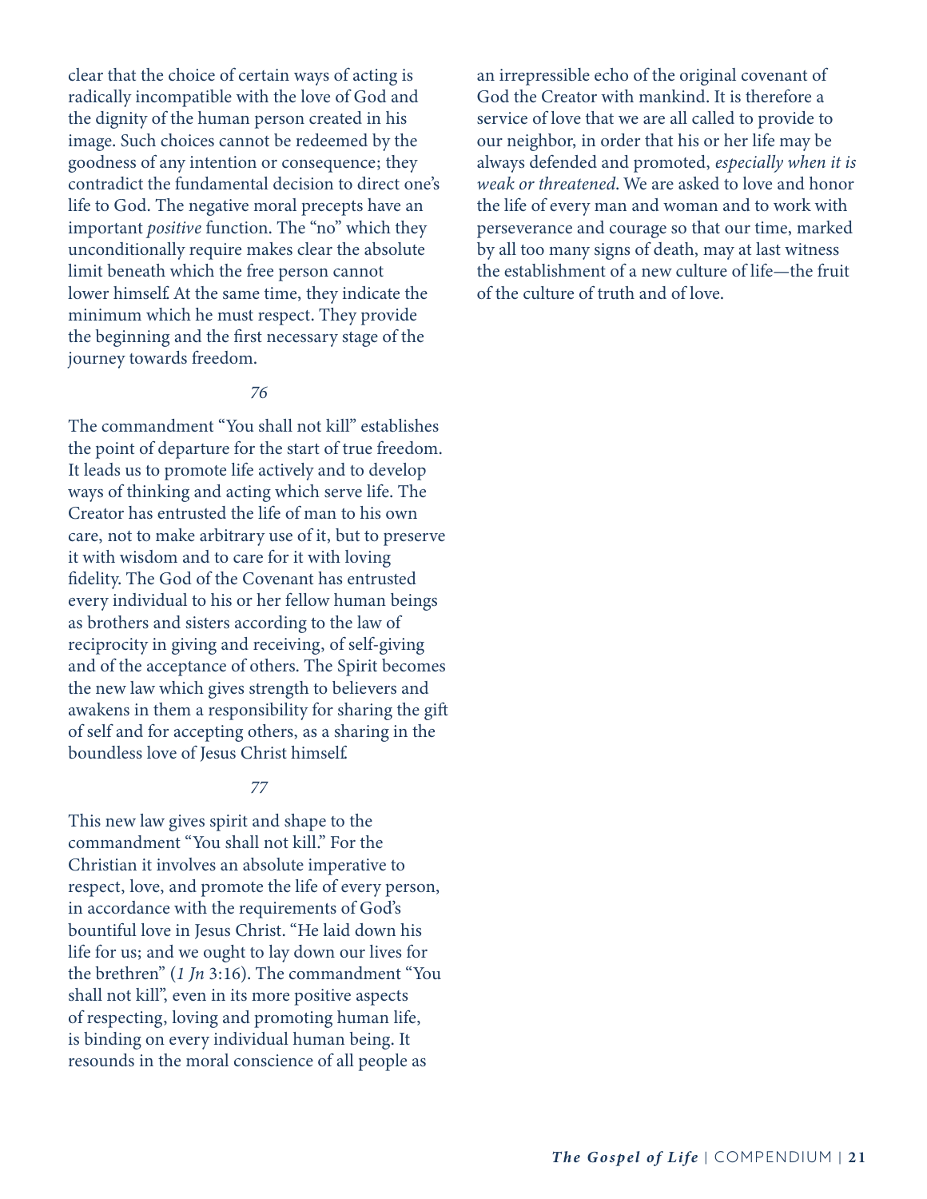clear that the choice of certain ways of acting is radically incompatible with the love of God and the dignity of the human person created in his image. Such choices cannot be redeemed by the goodness of any intention or consequence; they contradict the fundamental decision to direct one's life to God. The negative moral precepts have an important *positive* function. The "no" which they unconditionally require makes clear the absolute limit beneath which the free person cannot lower himself. At the same time, they indicate the minimum which he must respect. They provide the beginning and the first necessary stage of the journey towards freedom.

*76*

The commandment "You shall not kill" establishes the point of departure for the start of true freedom. It leads us to promote life actively and to develop ways of thinking and acting which serve life. The Creator has entrusted the life of man to his own care, not to make arbitrary use of it, but to preserve it with wisdom and to care for it with loving fidelity. The God of the Covenant has entrusted every individual to his or her fellow human beings as brothers and sisters according to the law of reciprocity in giving and receiving, of self-giving and of the acceptance of others. The Spirit becomes the new law which gives strength to believers and awakens in them a responsibility for sharing the gift of self and for accepting others, as a sharing in the boundless love of Jesus Christ himself.

*77*

This new law gives spirit and shape to the commandment "You shall not kill." For the Christian it involves an absolute imperative to respect, love, and promote the life of every person, in accordance with the requirements of God's bountiful love in Jesus Christ. "He laid down his life for us; and we ought to lay down our lives for the brethren" (*1 Jn* 3:16). The commandment "You shall not kill", even in its more positive aspects of respecting, loving and promoting human life, is binding on every individual human being. It resounds in the moral conscience of all people as an irrepressible echo of the original covenant of God the Creator with mankind. It is therefore a service of love that we are all called to provide to our neighbor, in order that his or her life may be always defended and promoted, *especially when it is weak or threatened*. We are asked to love and honor the life of every man and woman and to work with perseverance and courage so that our time, marked by all too many signs of death, may at last witness the establishment of a new culture of life—the fruit of the culture of truth and of love.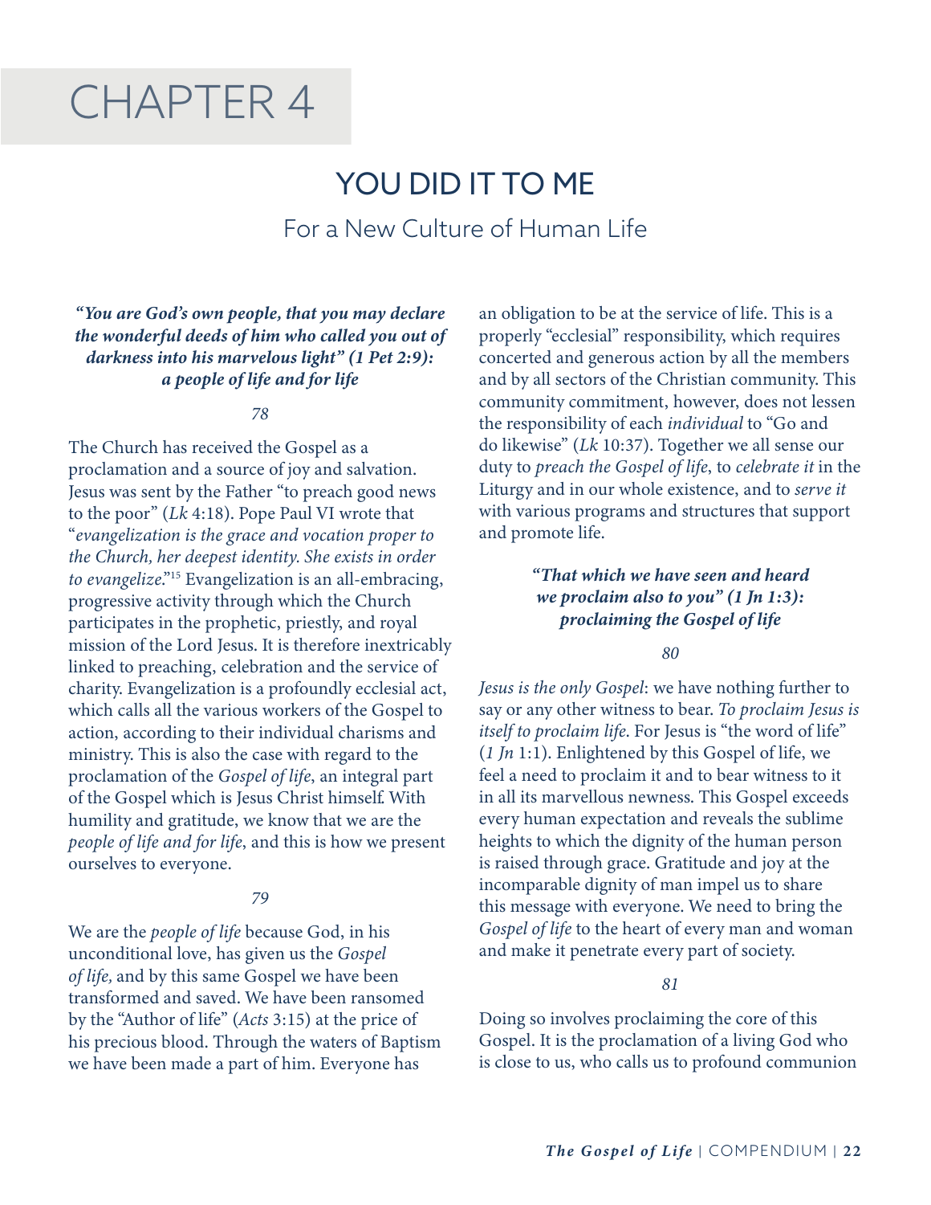# CHAPTER 4

## YOU DID IT TO ME

For a New Culture of Human Life

### *"You are God's own people, that you may declare the wonderful deeds of him who called you out of darkness into his marvelous light" (1 Pet 2:9): a people of life and for life*

*78*

The Church has received the Gospel as a proclamation and a source of joy and salvation. Jesus was sent by the Father "to preach good news to the poor" (*Lk* 4:18). Pope Paul VI wrote that "*evangelization is the grace and vocation proper to the Church, her deepest identity. She exists in order to evangelize*."[15] Evangelization is an all-embracing, progressive activity through which the Church participates in the prophetic, priestly, and royal mission of the Lord Jesus. It is therefore inextricably linked to preaching, celebration and the service of charity. Evangelization is a profoundly ecclesial act, which calls all the various workers of the Gospel to action, according to their individual charisms and ministry. This is also the case with regard to the proclamation of the *Gospel of life*, an integral part of the Gospel which is Jesus Christ himself. With humility and gratitude, we know that we are the *people of life and for life*, and this is how we present ourselves to everyone.

*79*

We are the *people of life* because God, in his unconditional love, has given us the *Gospel of life,* and by this same Gospel we have been transformed and saved. We have been ransomed by the "Author of life" (*Acts* 3:15) at the price of his precious blood. Through the waters of Baptism we have been made a part of him. Everyone has an obligation to be at the service of life. This is a properly "ecclesial" responsibility, which requires concerted and generous action by all the members and by all sectors of the Christian community. This community commitment, however, does not lessen the responsibility of each *individual* to "Go and do likewise" (*Lk* 10:37). Together we all sense our duty to *preach the Gospel of life*, to *celebrate it* in the Liturgy and in our whole existence, and to *serve it* with various programs and structures that support and promote life.

### *"That which we have seen and heard we proclaim also to you" (1 Jn 1:3): proclaiming the Gospel of life*

*80*

*Jesus is the only Gospel*: we have nothing further to say or any other witness to bear. *To proclaim Jesus is itself to proclaim life*. For Jesus is "the word of life" (*1 Jn* 1:1). Enlightened by this Gospel of life, we feel a need to proclaim it and to bear witness to it in all its marvellous newness. This Gospel exceeds every human expectation and reveals the sublime heights to which the dignity of the human person is raised through grace. Gratitude and joy at the incomparable dignity of man impel us to share this message with everyone. We need to bring the *Gospel of life* to the heart of every man and woman and make it penetrate every part of society.

*81*

Doing so involves proclaiming the core of this Gospel. It is the proclamation of a living God who is close to us, who calls us to profound communion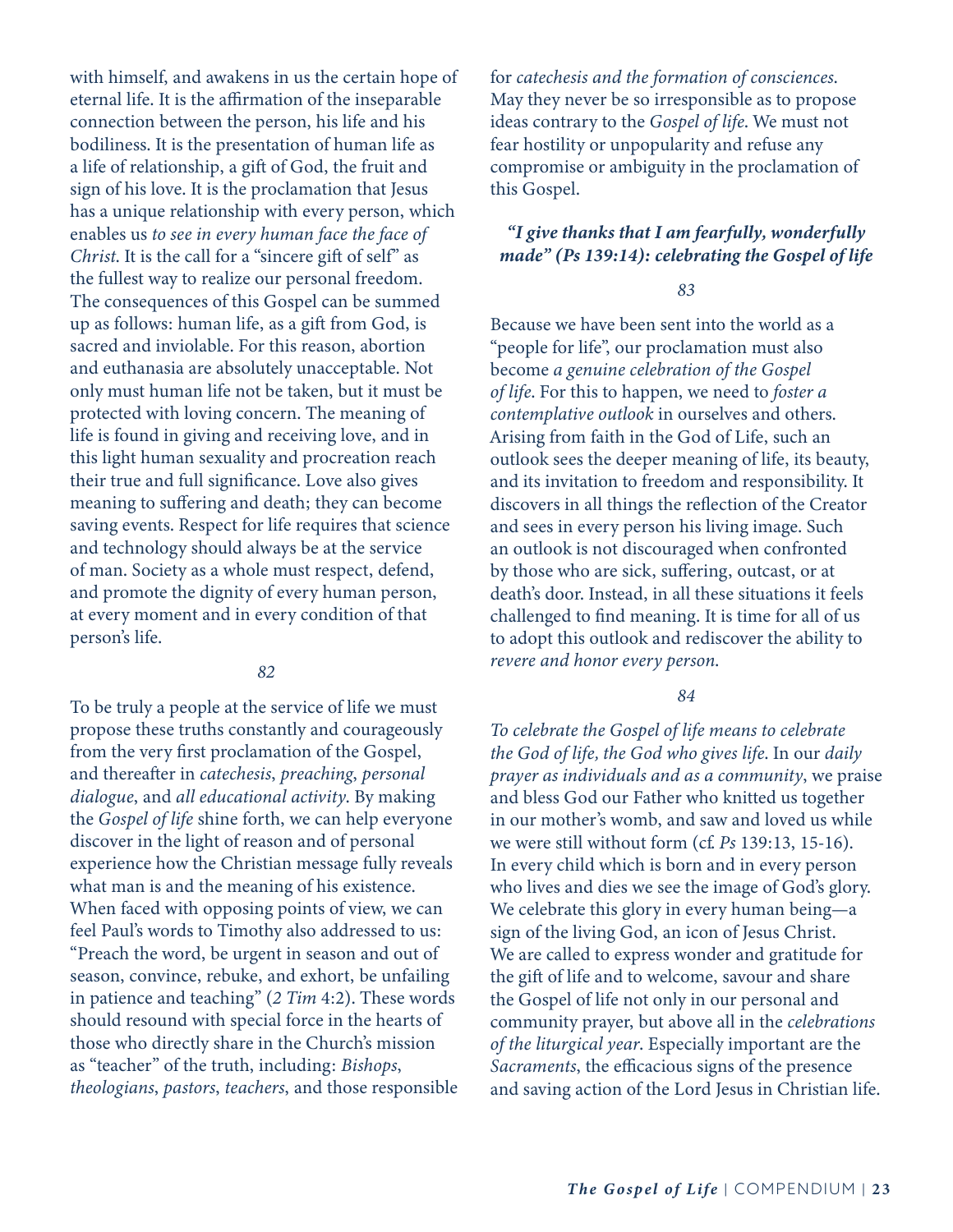with himself, and awakens in us the certain hope of eternal life. It is the affirmation of the inseparable connection between the person, his life and his bodiliness. It is the presentation of human life as a life of relationship, a gift of God, the fruit and sign of his love. It is the proclamation that Jesus has a unique relationship with every person, which enables us *to see in every human face the face of Christ*. It is the call for a "sincere gift of self" as the fullest way to realize our personal freedom. The consequences of this Gospel can be summed up as follows: human life, as a gift from God, is sacred and inviolable. For this reason, abortion and euthanasia are absolutely unacceptable. Not only must human life not be taken, but it must be protected with loving concern. The meaning of life is found in giving and receiving love, and in this light human sexuality and procreation reach their true and full significance. Love also gives meaning to suffering and death; they can become saving events. Respect for life requires that science and technology should always be at the service of man. Society as a whole must respect, defend, and promote the dignity of every human person, at every moment and in every condition of that person's life.

*82*

To be truly a people at the service of life we must propose these truths constantly and courageously from the very first proclamation of the Gospel, and thereafter in *catechesis*, *preaching*, *personal dialogue*, and *all educational activity*. By making the *Gospel of life* shine forth, we can help everyone discover in the light of reason and of personal experience how the Christian message fully reveals what man is and the meaning of his existence. When faced with opposing points of view, we can feel Paul's words to Timothy also addressed to us: "Preach the word, be urgent in season and out of season, convince, rebuke, and exhort, be unfailing in patience and teaching" (*2 Tim* 4:2). These words should resound with special force in the hearts of those who directly share in the Church's mission as "teacher" of the truth, including: *Bishops*, *theologians*, *pastors*, *teachers*, and those responsible for *catechesis and the formation of consciences*. May they never be so irresponsible as to propose ideas contrary to the *Gospel of life*. We must not fear hostility or unpopularity and refuse any compromise or ambiguity in the proclamation of this Gospel.

### *"I give thanks that I am fearfully, wonderfully made" (Ps 139:14): celebrating the Gospel of life*

*83*

Because we have been sent into the world as a "people for life", our proclamation must also become *a genuine celebration of the Gospel of life*. For this to happen, we need to *foster a contemplative outlook* in ourselves and others. Arising from faith in the God of Life, such an outlook sees the deeper meaning of life, its beauty, and its invitation to freedom and responsibility. It discovers in all things the reflection of the Creator and sees in every person his living image. Such an outlook is not discouraged when confronted by those who are sick, suffering, outcast, or at death's door. Instead, in all these situations it feels challenged to find meaning. It is time for all of us to adopt this outlook and rediscover the ability to *revere and honor every person*.

*84*

*To celebrate the Gospel of life means to celebrate the God of life, the God who gives life*. In our *daily prayer as individuals and as a community*, we praise and bless God our Father who knitted us together in our mother's womb, and saw and loved us while we were still without form (cf. *Ps* 139:13, 15-16). In every child which is born and in every person who lives and dies we see the image of God's glory. We celebrate this glory in every human being—a sign of the living God, an icon of Jesus Christ. We are called to express wonder and gratitude for the gift of life and to welcome, savour and share the Gospel of life not only in our personal and community prayer, but above all in the *celebrations of the liturgical year*. Especially important are the *Sacraments*, the efficacious signs of the presence and saving action of the Lord Jesus in Christian life.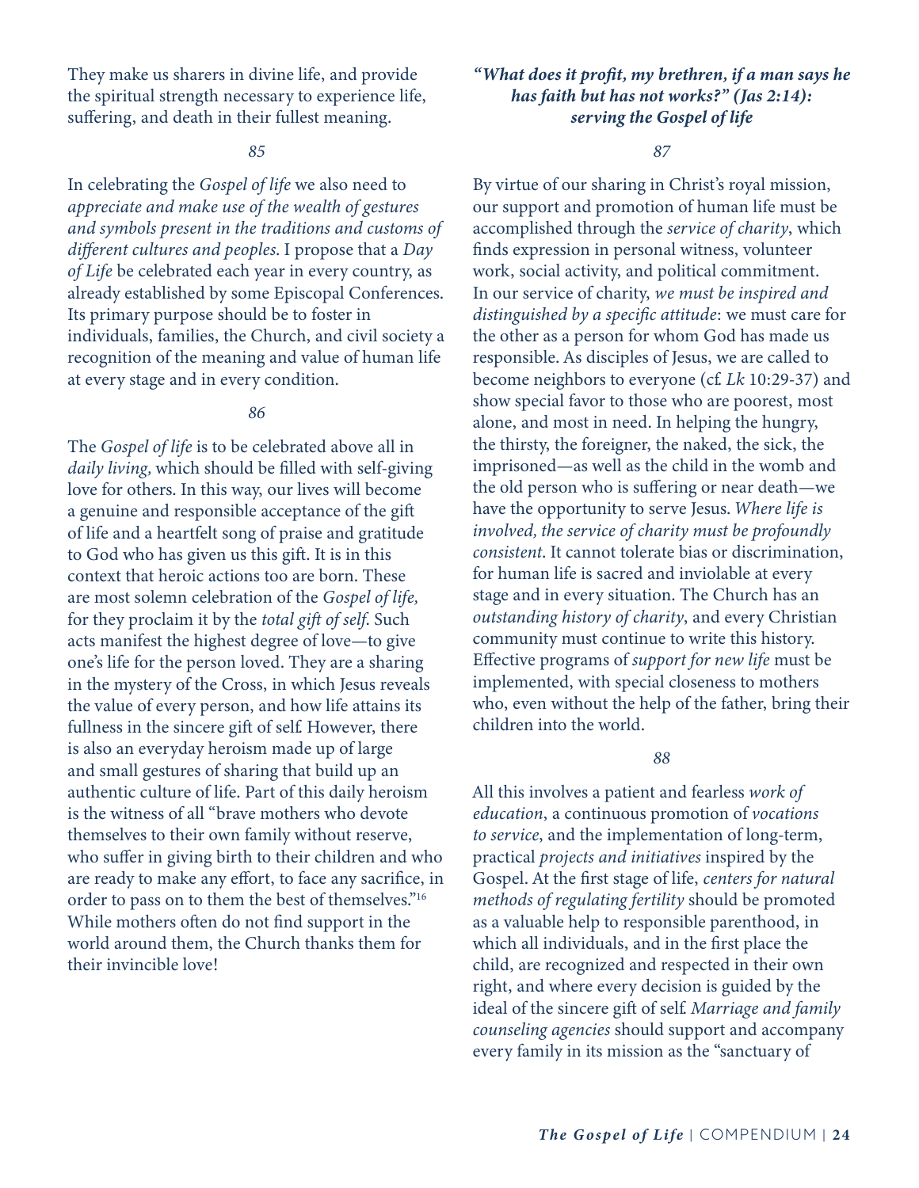They make us sharers in divine life, and provide the spiritual strength necessary to experience life, suffering, and death in their fullest meaning.

*85*

In celebrating the *Gospel of life* we also need to *appreciate and make use of the wealth of gestures and symbols present in the traditions and customs of different cultures and peoples.* I propose that a *Day of Life* be celebrated each year in every country, as already established by some Episcopal Conferences. Its primary purpose should be to foster in individuals, families, the Church, and civil society a recognition of the meaning and value of human life at every stage and in every condition.

*86*

The *Gospel of life* is to be celebrated above all in *daily living,* which should be filled with self-giving love for others. In this way, our lives will become a genuine and responsible acceptance of the gift of life and a heartfelt song of praise and gratitude to God who has given us this gift. It is in this context that heroic actions too are born. These are most solemn celebration of the *Gospel of life,* for they proclaim it by the *total gift of self*. Such acts manifest the highest degree of love—to give one's life for the person loved. They are a sharing in the mystery of the Cross, in which Jesus reveals the value of every person, and how life attains its fullness in the sincere gift of self. However, there is also an everyday heroism made up of large and small gestures of sharing that build up an authentic culture of life. Part of this daily heroism is the witness of all "brave mothers who devote themselves to their own family without reserve, who suffer in giving birth to their children and who are ready to make any effort, to face any sacrifice, in order to pass on to them the best of themselves."[16] While mothers often do not find support in the world around them, the Church thanks them for their invincible love!

### *"What does it profit, my brethren, if a man says he has faith but has not works?" (Jas 2:14): serving the Gospel of life*

*87*

By virtue of our sharing in Christ's royal mission, our support and promotion of human life must be accomplished through the *service of charity*, which finds expression in personal witness, volunteer work, social activity, and political commitment. In our service of charity, *we must be inspired and distinguished by a specific attitude*: we must care for the other as a person for whom God has made us responsible. As disciples of Jesus, we are called to become neighbors to everyone (cf. *Lk* 10:29-37) and show special favor to those who are poorest, most alone, and most in need. In helping the hungry, the thirsty, the foreigner, the naked, the sick, the imprisoned—as well as the child in the womb and the old person who is suffering or near death—we have the opportunity to serve Jesus. *Where life is involved, the service of charity must be profoundly consistent*. It cannot tolerate bias or discrimination, for human life is sacred and inviolable at every stage and in every situation. The Church has an *outstanding history of charity*, and every Christian community must continue to write this history. Effective programs of *support for new life* must be implemented, with special closeness to mothers who, even without the help of the father, bring their children into the world.

*88*

All this involves a patient and fearless *work of education*, a continuous promotion of *vocations to service*, and the implementation of long-term, practical *projects and initiatives* inspired by the Gospel. At the first stage of life, *centers for natural methods of regulating fertility* should be promoted as a valuable help to responsible parenthood, in which all individuals, and in the first place the child, are recognized and respected in their own right, and where every decision is guided by the ideal of the sincere gift of self. *Marriage and family counseling agencies* should support and accompany every family in its mission as the "sanctuary of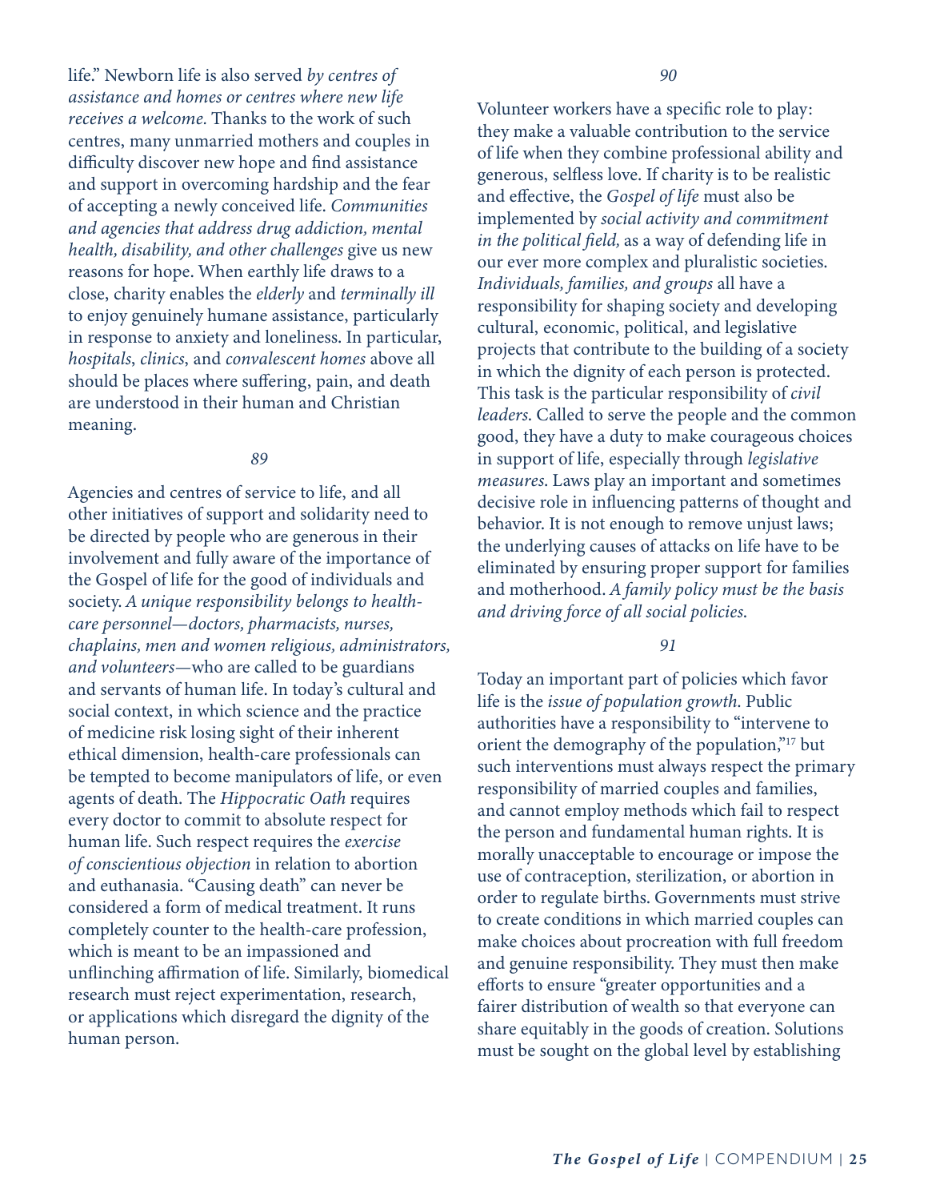life." Newborn life is also served *by centres of assistance and homes or centres where new life receives a welcome.* Thanks to the work of such centres, many unmarried mothers and couples in difficulty discover new hope and find assistance and support in overcoming hardship and the fear of accepting a newly conceived life. *Communities and agencies that address drug addiction, mental health, disability, and other challenges* give us new reasons for hope. When earthly life draws to a close, charity enables the *elderly* and *terminally ill* to enjoy genuinely humane assistance, particularly in response to anxiety and loneliness. In particular, *hospitals*, *clinics*, and *convalescent homes* above all should be places where suffering, pain, and death are understood in their human and Christian meaning.

*89*

Agencies and centres of service to life, and all other initiatives of support and solidarity need to be directed by people who are generous in their involvement and fully aware of the importance of the Gospel of life for the good of individuals and society. *A unique responsibility belongs to health-care personnel—doctors, pharmacists, nurses, chaplains, men and women religious, administrators, and volunteers—*who are called to be guardians and servants of human life. In today's cultural and social context, in which science and the practice of medicine risk losing sight of their inherent ethical dimension, health-care professionals can be tempted to become manipulators of life, or even agents of death. The *Hippocratic Oath* requires every doctor to commit to absolute respect for human life. Such respect requires the *exercise of conscientious objection* in relation to abortion and euthanasia. "Causing death" can never be considered a form of medical treatment. It runs completely counter to the health-care profession, which is meant to be an impassioned and unflinching affirmation of life. Similarly, biomedical research must reject experimentation, research, or applications which disregard the dignity of the human person.

*90*

Volunteer workers have a specific role to play: they make a valuable contribution to the service of life when they combine professional ability and generous, selfless love. If charity is to be realistic and effective, the *Gospel of life* must also be implemented by *social activity and commitment in the political field,* as a way of defending life in our ever more complex and pluralistic societies. *Individuals, families, and groups* all have a responsibility for shaping society and developing cultural, economic, political, and legislative projects that contribute to the building of a society in which the dignity of each person is protected. This task is the particular responsibility of *civil leaders*. Called to serve the people and the common good, they have a duty to make courageous choices in support of life, especially through *legislative measures*. Laws play an important and sometimes decisive role in influencing patterns of thought and behavior. It is not enough to remove unjust laws; the underlying causes of attacks on life have to be eliminated by ensuring proper support for families and motherhood. *A family policy must be the basis and driving force of all social policies.*

*91*

Today an important part of policies which favor life is the *issue of population growth.* Public authorities have a responsibility to "intervene to orient the demography of the population,"[17] but such interventions must always respect the primary responsibility of married couples and families, and cannot employ methods which fail to respect the person and fundamental human rights. It is morally unacceptable to encourage or impose the use of contraception, sterilization, or abortion in order to regulate births. Governments must strive to create conditions in which married couples can make choices about procreation with full freedom and genuine responsibility. They must then make efforts to ensure "greater opportunities and a fairer distribution of wealth so that everyone can share equitably in the goods of creation. Solutions must be sought on the global level by establishing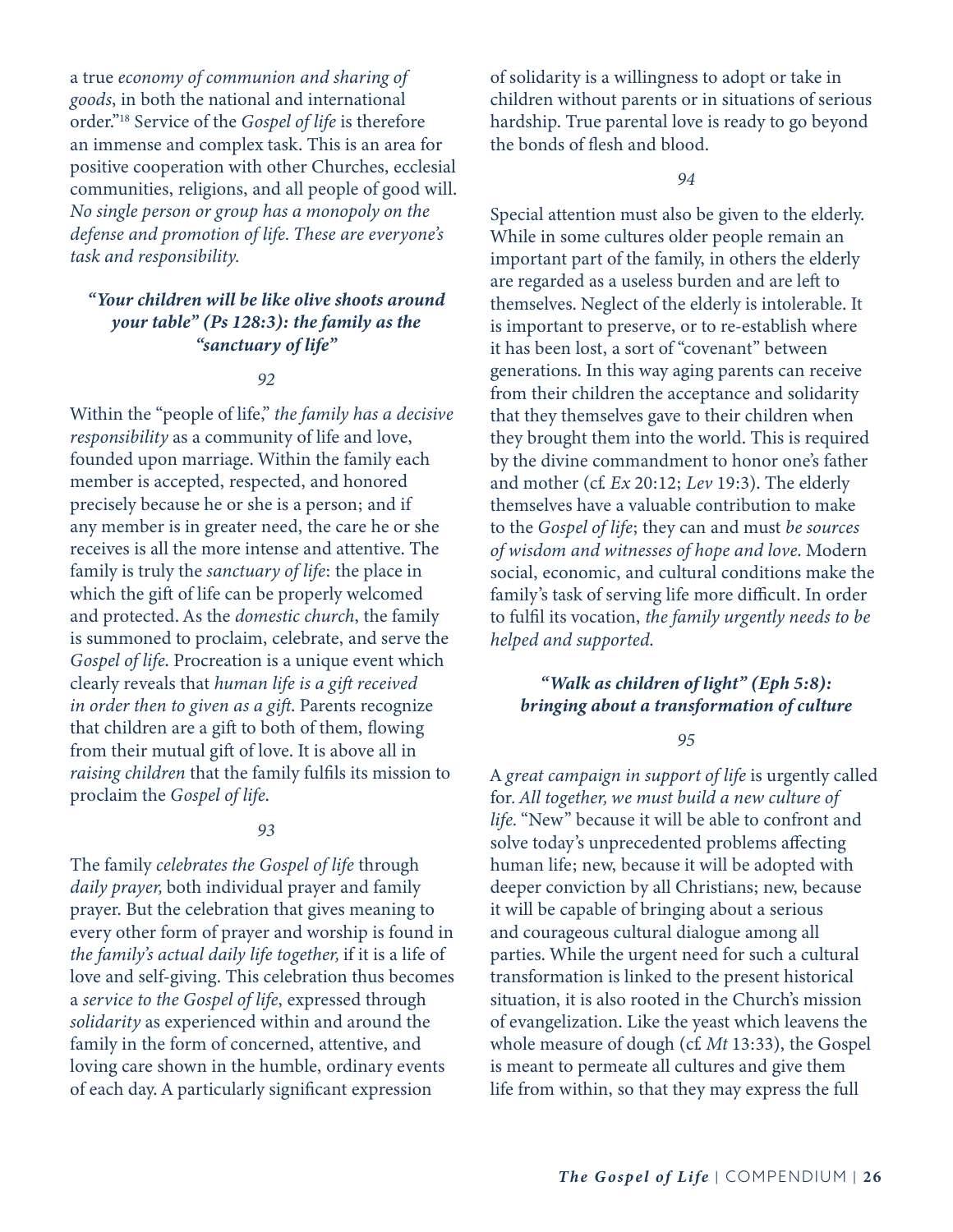a true *economy of communion and sharing of goods*, in both the national and international order."[18] Service of the *Gospel of life* is therefore an immense and complex task. This is an area for positive cooperation with other Churches, ecclesial communities, religions, and all people of good will. *No single person or group has a monopoly on the defense and promotion of life. These are everyone's task and responsibility.*

### *"Your children will be like olive shoots around your table" (Ps 128:3): the family as the "sanctuary of life"*

*92*

Within the "people of life," *the family has a decisive responsibility* as a community of life and love, founded upon marriage. Within the family each member is accepted, respected, and honored precisely because he or she is a person; and if any member is in greater need, the care he or she receives is all the more intense and attentive. The family is truly the *sanctuary of life*: the place in which the gift of life can be properly welcomed and protected. As the *domestic church*, the family is summoned to proclaim, celebrate, and serve the *Gospel of life*. Procreation is a unique event which clearly reveals that *human life is a gift received in order then to given as a gift.* Parents recognize that children are a gift to both of them, flowing from their mutual gift of love. It is above all in *raising children* that the family fulfils its mission to proclaim the *Gospel of life*.

*93*

The family *celebrates the Gospel of life* through *daily prayer,* both individual prayer and family prayer. But the celebration that gives meaning to every other form of prayer and worship is found in *the family's actual daily life together,* if it is a life of love and self-giving. This celebration thus becomes a *service to the Gospel of life*, expressed through *solidarity* as experienced within and around the family in the form of concerned, attentive, and loving care shown in the humble, ordinary events of each day. A particularly significant expression of solidarity is a willingness to adopt or take in children without parents or in situations of serious hardship. True parental love is ready to go beyond the bonds of flesh and blood.

*94*

Special attention must also be given to the elderly. While in some cultures older people remain an important part of the family, in others the elderly are regarded as a useless burden and are left to themselves. Neglect of the elderly is intolerable. It is important to preserve, or to re-establish where it has been lost, a sort of "covenant" between generations. In this way aging parents can receive from their children the acceptance and solidarity that they themselves gave to their children when they brought them into the world. This is required by the divine commandment to honor one's father and mother (cf. *Ex* 20:12; *Lev* 19:3). The elderly themselves have a valuable contribution to make to the *Gospel of life*; they can and must *be sources of wisdom and witnesses of hope and love*. Modern social, economic, and cultural conditions make the family's task of serving life more difficult. In order to fulfil its vocation, *the family urgently needs to be helped and supported.*

### *"Walk as children of light" (Eph 5:8): bringing about a transformation of culture*

*95*

A *great campaign in support of life* is urgently called for. *All together, we must build a new culture of life.* "New" because it will be able to confront and solve today's unprecedented problems affecting human life; new, because it will be adopted with deeper conviction by all Christians; new, because it will be capable of bringing about a serious and courageous cultural dialogue among all parties. While the urgent need for such a cultural transformation is linked to the present historical situation, it is also rooted in the Church's mission of evangelization. Like the yeast which leavens the whole measure of dough (cf. *Mt* 13:33), the Gospel is meant to permeate all cultures and give them life from within, so that they may express the full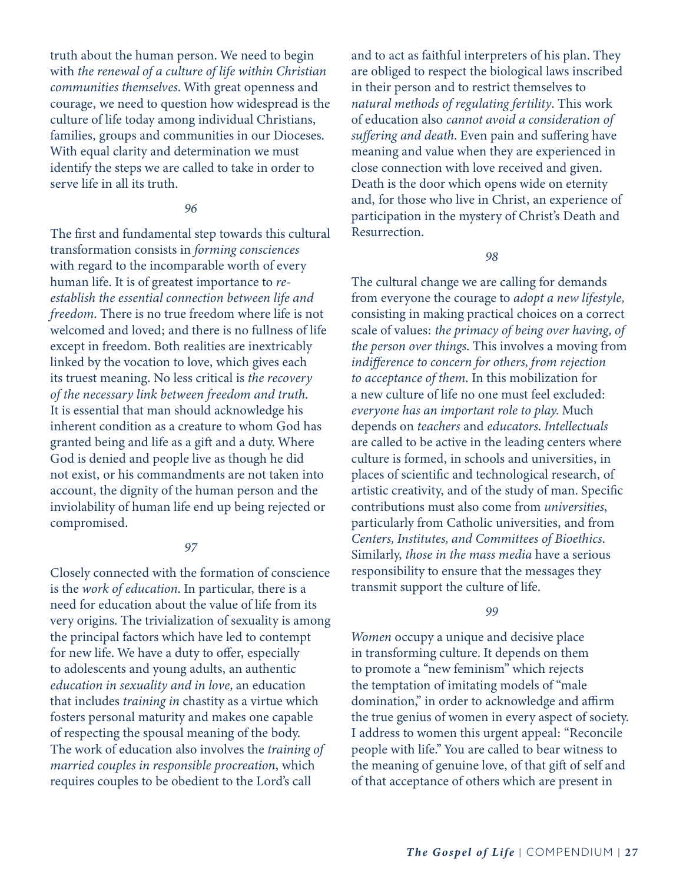truth about the human person. We need to begin with *the renewal of a culture of life within Christian communities themselves*. With great openness and courage, we need to question how widespread is the culture of life today among individual Christians, families, groups and communities in our Dioceses. With equal clarity and determination we must identify the steps we are called to take in order to serve life in all its truth.

*96*

The first and fundamental step towards this cultural transformation consists in *forming consciences* with regard to the incomparable worth of every human life. It is of greatest importance to *re-establish the essential connection between life and freedom*. There is no true freedom where life is not welcomed and loved; and there is no fullness of life except in freedom. Both realities are inextricably linked by the vocation to love, which gives each its truest meaning. No less critical is *the recovery of the necessary link between freedom and truth*. It is essential that man should acknowledge his inherent condition as a creature to whom God has granted being and life as a gift and a duty. Where God is denied and people live as though he did not exist, or his commandments are not taken into account, the dignity of the human person and the inviolability of human life end up being rejected or compromised.

*97*

Closely connected with the formation of conscience is the *work of education*. In particular, there is a need for education about the value of life from its very origins. The trivialization of sexuality is among the principal factors which have led to contempt for new life. We have a duty to offer, especially to adolescents and young adults, an authentic *education in sexuality and in love,* an education that includes *training in* chastity as a virtue which fosters personal maturity and makes one capable of respecting the spousal meaning of the body. The work of education also involves the *training of married couples in responsible procreation*, which requires couples to be obedient to the Lord's call and to act as faithful interpreters of his plan. They are obliged to respect the biological laws inscribed in their person and to restrict themselves to *natural methods of regulating fertility*. This work of education also *cannot avoid a consideration of suffering and death*. Even pain and suffering have meaning and value when they are experienced in close connection with love received and given. Death is the door which opens wide on eternity and, for those who live in Christ, an experience of participation in the mystery of Christ's Death and Resurrection.

*98*

The cultural change we are calling for demands from everyone the courage to *adopt a new lifestyle,* consisting in making practical choices on a correct scale of values: *the primacy of being over having, of the person over things*. This involves a moving from *indifference to concern for others, from rejection to acceptance of them*. In this mobilization for a new culture of life no one must feel excluded: *everyone has an important role to play.* Much depends on *teachers* and *educators*. *Intellectuals* are called to be active in the leading centers where culture is formed, in schools and universities, in places of scientific and technological research, of artistic creativity, and of the study of man. Specific contributions must also come from *universities*, particularly from Catholic universities, and from *Centers, Institutes, and Committees of Bioethics*. Similarly, *those in the mass media* have a serious responsibility to ensure that the messages they transmit support the culture of life.

*99*

*Women* occupy a unique and decisive place in transforming culture. It depends on them to promote a "new feminism" which rejects the temptation of imitating models of "male domination," in order to acknowledge and affirm the true genius of women in every aspect of society. I address to women this urgent appeal: "Reconcile people with life." You are called to bear witness to the meaning of genuine love, of that gift of self and of that acceptance of others which are present in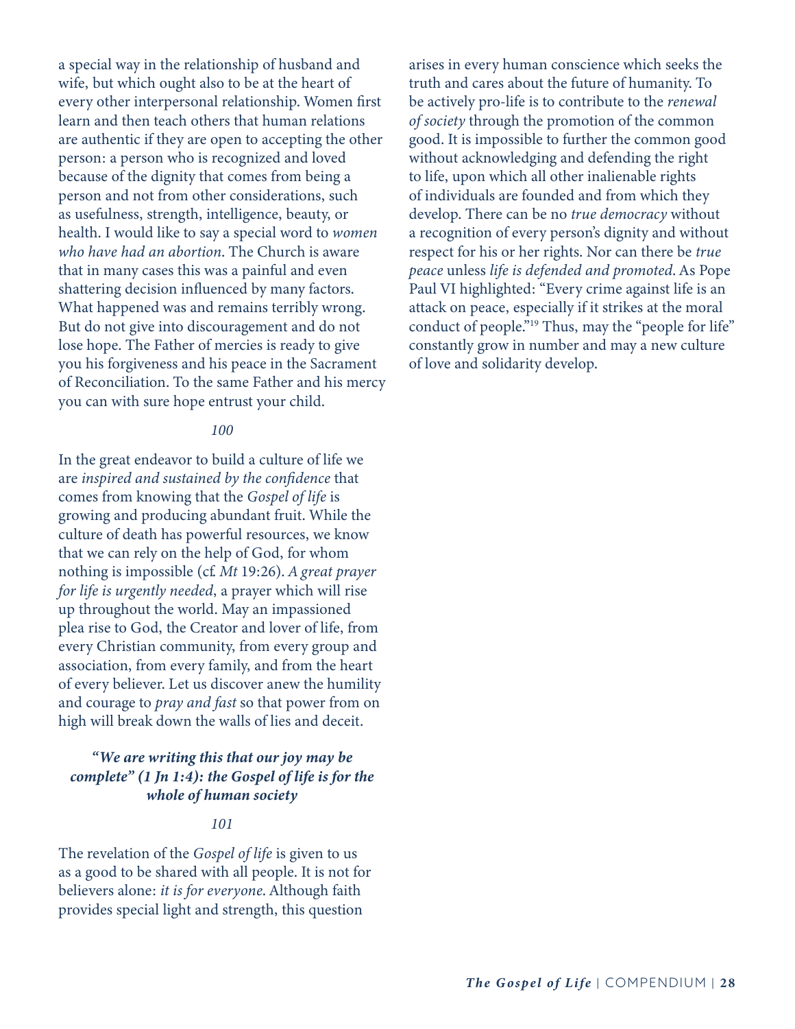a special way in the relationship of husband and wife, but which ought also to be at the heart of every other interpersonal relationship. Women first learn and then teach others that human relations are authentic if they are open to accepting the other person: a person who is recognized and loved because of the dignity that comes from being a person and not from other considerations, such as usefulness, strength, intelligence, beauty, or health. I would like to say a special word to *women who have had an abortion*. The Church is aware that in many cases this was a painful and even shattering decision influenced by many factors. What happened was and remains terribly wrong. But do not give into discouragement and do not lose hope. The Father of mercies is ready to give you his forgiveness and his peace in the Sacrament of Reconciliation. To the same Father and his mercy you can with sure hope entrust your child.

*100*

In the great endeavor to build a culture of life we are *inspired and sustained by the confidence* that comes from knowing that the *Gospel of life* is growing and producing abundant fruit. While the culture of death has powerful resources, we know that we can rely on the help of God, for whom nothing is impossible (cf. *Mt* 19:26). *A great prayer for life is urgently needed*, a prayer which will rise up throughout the world. May an impassioned plea rise to God, the Creator and lover of life, from every Christian community, from every group and association, from every family, and from the heart of every believer. Let us discover anew the humility and courage to *pray and fast* so that power from on high will break down the walls of lies and deceit.

### *"We are writing this that our joy may be complete" (1 Jn 1:4): the Gospel of life is for the whole of human society*

*101*

The revelation of the *Gospel of life* is given to us as a good to be shared with all people. It is not for believers alone: *it is for everyone*. Although faith provides special light and strength, this question arises in every human conscience which seeks the truth and cares about the future of humanity. To be actively pro-life is to contribute to the *renewal of society* through the promotion of the common good. It is impossible to further the common good without acknowledging and defending the right to life, upon which all other inalienable rights of individuals are founded and from which they develop. There can be no *true democracy* without a recognition of every person's dignity and without respect for his or her rights. Nor can there be *true peace* unless *life is defended and promoted*. As Pope Paul VI highlighted: "Every crime against life is an attack on peace, especially if it strikes at the moral conduct of people."[19] Thus, may the "people for life" constantly grow in number and may a new culture of love and solidarity develop.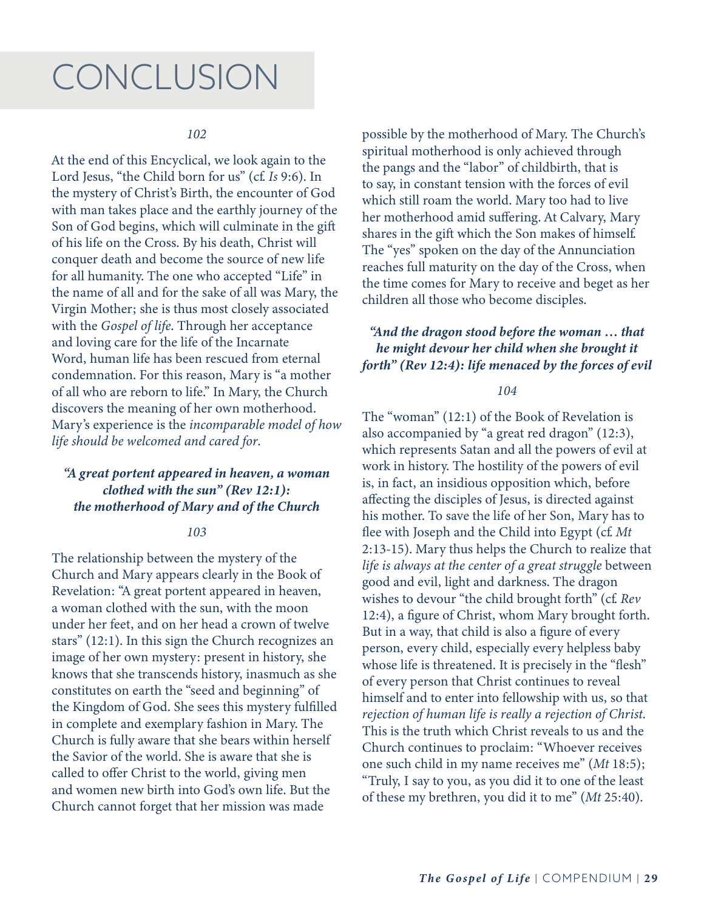# CONCLUSION

*102*

At the end of this Encyclical, we look again to the Lord Jesus, "the Child born for us" (cf. *Is* 9:6). In the mystery of Christ's Birth, the encounter of God with man takes place and the earthly journey of the Son of God begins, which will culminate in the gift of his life on the Cross. By his death, Christ will conquer death and become the source of new life for all humanity. The one who accepted "Life" in the name of all and for the sake of all was Mary, the Virgin Mother; she is thus most closely associated with the *Gospel of life*. Through her acceptance and loving care for the life of the Incarnate Word, human life has been rescued from eternal condemnation. For this reason, Mary is "a mother of all who are reborn to life." In Mary, the Church discovers the meaning of her own motherhood. Mary's experience is the *incomparable model of how life should be welcomed and cared for*.

### *"A great portent appeared in heaven, a woman clothed with the sun" (Rev 12:1): the motherhood of Mary and of the Church*

*103*

The relationship between the mystery of the Church and Mary appears clearly in the Book of Revelation: "A great portent appeared in heaven, a woman clothed with the sun, with the moon under her feet, and on her head a crown of twelve stars" (12:1). In this sign the Church recognizes an image of her own mystery: present in history, she knows that she transcends history, inasmuch as she constitutes on earth the "seed and beginning" of the Kingdom of God. She sees this mystery fulfilled in complete and exemplary fashion in Mary. The Church is fully aware that she bears within herself the Savior of the world. She is aware that she is called to offer Christ to the world, giving men and women new birth into God's own life. But the Church cannot forget that her mission was made possible by the motherhood of Mary. The Church's spiritual motherhood is only achieved through the pangs and the "labor" of childbirth, that is to say, in constant tension with the forces of evil which still roam the world. Mary too had to live her motherhood amid suffering. At Calvary, Mary shares in the gift which the Son makes of himself. The "yes" spoken on the day of the Annunciation reaches full maturity on the day of the Cross, when the time comes for Mary to receive and beget as her children all those who become disciples.

### *"And the dragon stood before the woman … that he might devour her child when she brought it forth" (Rev 12:4): life menaced by the forces of evil*

*104*

The "woman" (12:1) of the Book of Revelation is also accompanied by "a great red dragon" (12:3), which represents Satan and all the powers of evil at work in history. The hostility of the powers of evil is, in fact, an insidious opposition which, before affecting the disciples of Jesus, is directed against his mother. To save the life of her Son, Mary has to flee with Joseph and the Child into Egypt (cf. *Mt* 2:13-15). Mary thus helps the Church to realize that *life is always at the center of a great struggle* between good and evil, light and darkness. The dragon wishes to devour "the child brought forth" (cf. *Rev* 12:4), a figure of Christ, whom Mary brought forth. But in a way, that child is also a figure of every person, every child, especially every helpless baby whose life is threatened. It is precisely in the "flesh" of every person that Christ continues to reveal himself and to enter into fellowship with us, so that *rejection of human life is really a rejection of Christ*. This is the truth which Christ reveals to us and the Church continues to proclaim: "Whoever receives one such child in my name receives me" (*Mt* 18:5); "Truly, I say to you, as you did it to one of the least of these my brethren, you did it to me" (*Mt* 25:40).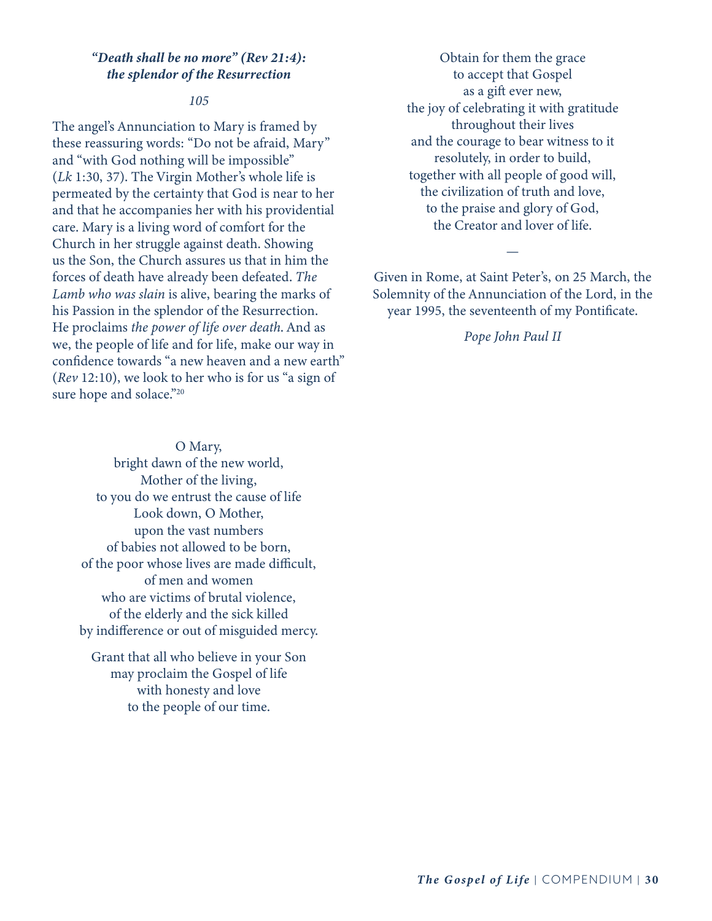### *"Death shall be no more" (Rev 21:4): the splendor of the Resurrection*

*105*

The angel's Annunciation to Mary is framed by these reassuring words: "Do not be afraid, Mary" and "with God nothing will be impossible" (*Lk* 1:30, 37). The Virgin Mother's whole life is permeated by the certainty that God is near to her and that he accompanies her with his providential care. Mary is a living word of comfort for the Church in her struggle against death. Showing us the Son, the Church assures us that in him the forces of death have already been defeated. *The Lamb who was slain* is alive, bearing the marks of his Passion in the splendor of the Resurrection. He proclaims *the power of life over death*. And as we, the people of life and for life, make our way in confidence towards "a new heaven and a new earth" (*Rev* 12:10), we look to her who is for us "a sign of sure hope and solace."[20]

O Mary,
bright dawn of the new world,
Mother of the living,
to you do we entrust the cause of life
Look down, O Mother,
upon the vast numbers
of babies not allowed to be born,
of the poor whose lives are made difficult,
of men and women
who are victims of brutal violence,
of the elderly and the sick killed
by indifference or out of misguided mercy.

Grant that all who believe in your Son
may proclaim the Gospel of life
with honesty and love
to the people of our time.

Obtain for them the grace
to accept that Gospel
as a gift ever new,
the joy of celebrating it with gratitude
throughout their lives
and the courage to bear witness to it
resolutely, in order to build,
together with all people of good will,
the civilization of truth and love,
to the praise and glory of God,
the Creator and lover of life.

—

Given in Rome, at Saint Peter's, on 25 March, the Solemnity of the Annunciation of the Lord, in the year 1995, the seventeenth of my Pontificate.

*Pope John Paul II*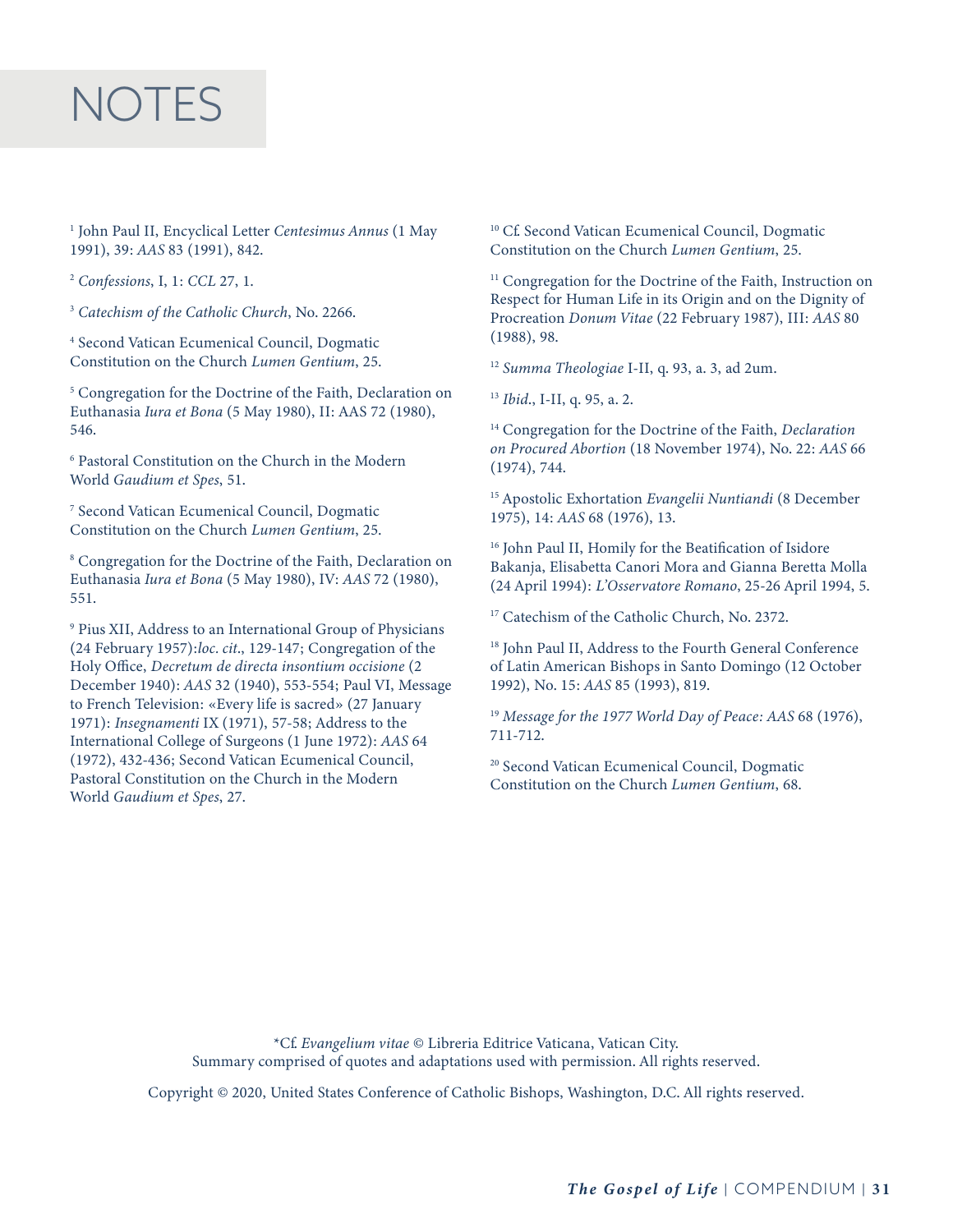# NOTES

[1] John Paul II, Encyclical Letter *Centesimus Annus* (1 May 1991), 39: *AAS* 83 (1991), 842.

[2] *Confessions*, I, 1: *CCL* 27, 1.

[3] *Catechism of the Catholic Church*, No. 2266.

[4] Second Vatican Ecumenical Council, Dogmatic Constitution on the Church *Lumen Gentium*, 25.

[5] Congregation for the Doctrine of the Faith, Declaration on Euthanasia *Iura et Bona* (5 May 1980), II: AAS 72 (1980), 546.

[6] Pastoral Constitution on the Church in the Modern World *Gaudium et Spes*, 51.

[7] Second Vatican Ecumenical Council, Dogmatic Constitution on the Church *Lumen Gentium*, 25.

[8] Congregation for the Doctrine of the Faith, Declaration on Euthanasia *Iura et Bona* (5 May 1980), IV: *AAS* 72 (1980), 551.

[9] Pius XII, Address to an International Group of Physicians (24 February 1957):*loc. cit*., 129-147; Congregation of the Holy Office, *Decretum de directa insontium occisione* (2 December 1940): *AAS* 32 (1940), 553-554; Paul VI, Message to French Television: «Every life is sacred» (27 January 1971): *Insegnamenti* IX (1971), 57-58; Address to the International College of Surgeons (1 June 1972): *AAS* 64 (1972), 432-436; Second Vatican Ecumenical Council, Pastoral Constitution on the Church in the Modern World *Gaudium et Spes*, 27.

[10] Cf. Second Vatican Ecumenical Council, Dogmatic Constitution on the Church *Lumen Gentium*, 25.

[11] Congregation for the Doctrine of the Faith, Instruction on Respect for Human Life in its Origin and on the Dignity of Procreation *Donum Vitae* (22 February 1987), III: *AAS* 80 (1988), 98.

[12] *Summa Theologiae* I-II, q. 93, a. 3, ad 2um.

[13] *Ibid*., I-II, q. 95, a. 2.

[14] Congregation for the Doctrine of the Faith, *Declaration on Procured Abortion* (18 November 1974), No. 22: *AAS* 66 (1974), 744.

[15] Apostolic Exhortation *Evangelii Nuntiandi* (8 December 1975), 14: *AAS* 68 (1976), 13.

[16] John Paul II, Homily for the Beatification of Isidore Bakanja, Elisabetta Canori Mora and Gianna Beretta Molla (24 April 1994): *L'Osservatore Romano*, 25-26 April 1994, 5.

[17] Catechism of the Catholic Church, No. 2372.

[18] John Paul II, Address to the Fourth General Conference of Latin American Bishops in Santo Domingo (12 October 1992), No. 15: *AAS* 85 (1993), 819.

[19] *Message for the 1977 World Day of Peace: AAS* 68 (1976), 711-712.

[20] Second Vatican Ecumenical Council, Dogmatic Constitution on the Church *Lumen Gentium*, 68.

*Cf. *Evangelium vitae* © Libreria Editrice Vaticana, Vatican City.
Summary comprised of quotes and adaptations used with permission. All rights reserved.

Copyright © 2020, United States Conference of Catholic Bishops, Washington, D.C. All rights reserved.